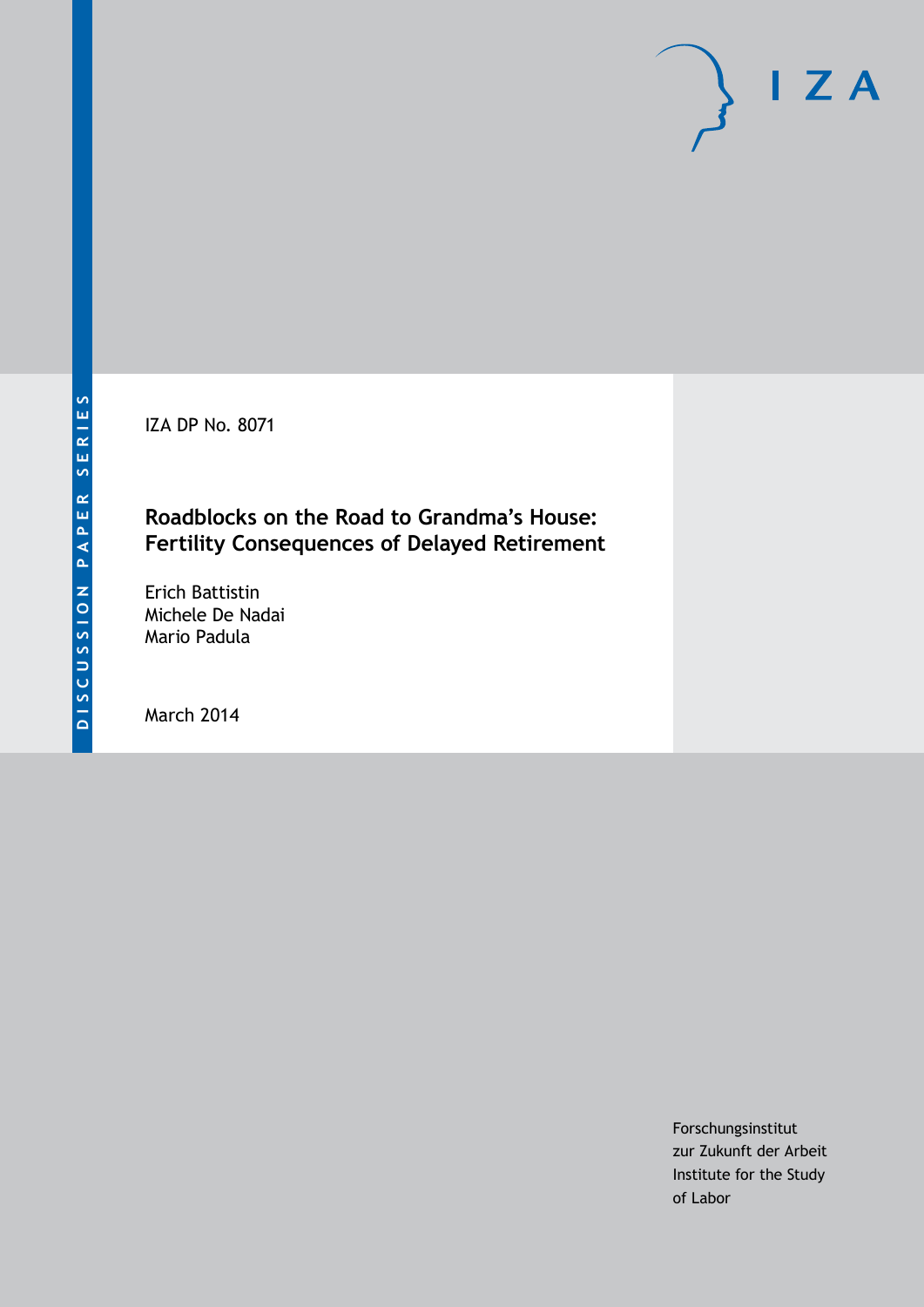DISCUSSION PAPER SERIES

IZA

IZA DP No. 8071

# Roadblocks on the Road to Grandma's House: Fertility Consequences of Delayed Retirement

Erich Battistin
Michele De Nadai
Mario Padula

March 2014

Forschungsinstitut
zur Zukunft der Arbeit
Institute for the Study
of Labor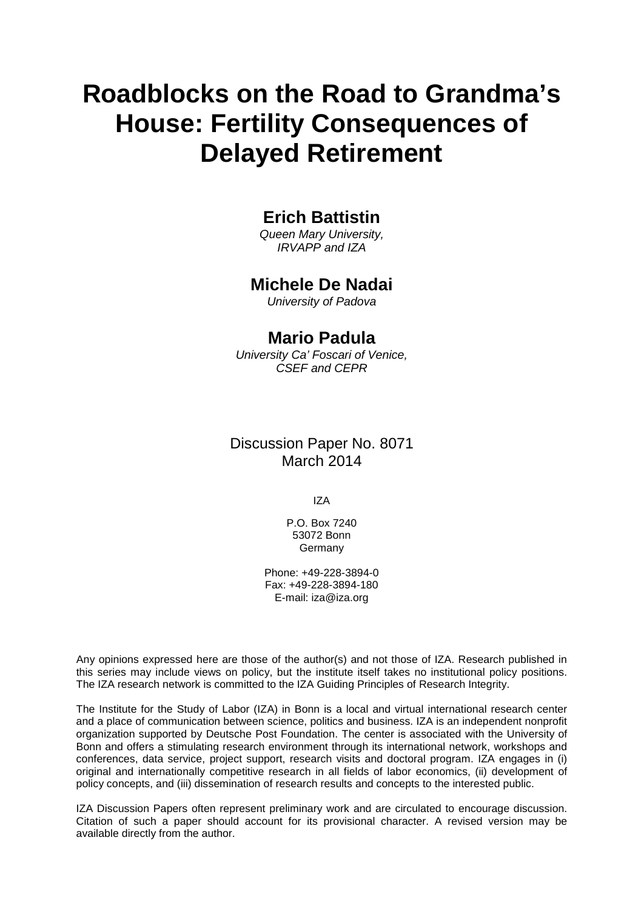# Roadblocks on the Road to Grandma's House: Fertility Consequences of Delayed Retirement

## Erich Battistin

*Queen Mary University,*
*IRVAPP and IZA*

## Michele De Nadai

*University of Padova*

## Mario Padula

*University Ca' Foscari of Venice,*
*CSEF and CEPR*

Discussion Paper No. 8071
March 2014

IZA

P.O. Box 7240
53072 Bonn
Germany

Phone: +49-228-3894-0
Fax: +49-228-3894-180
E-mail: iza@iza.org

Any opinions expressed here are those of the author(s) and not those of IZA. Research published in this series may include views on policy, but the institute itself takes no institutional policy positions. The IZA research network is committed to the IZA Guiding Principles of Research Integrity.

The Institute for the Study of Labor (IZA) in Bonn is a local and virtual international research center and a place of communication between science, politics and business. IZA is an independent nonprofit organization supported by Deutsche Post Foundation. The center is associated with the University of Bonn and offers a stimulating research environment through its international network, workshops and conferences, data service, project support, research visits and doctoral program. IZA engages in (i) original and internationally competitive research in all fields of labor economics, (ii) development of policy concepts, and (iii) dissemination of research results and concepts to the interested public.

IZA Discussion Papers often represent preliminary work and are circulated to encourage discussion. Citation of such a paper should account for its provisional character. A revised version may be available directly from the author.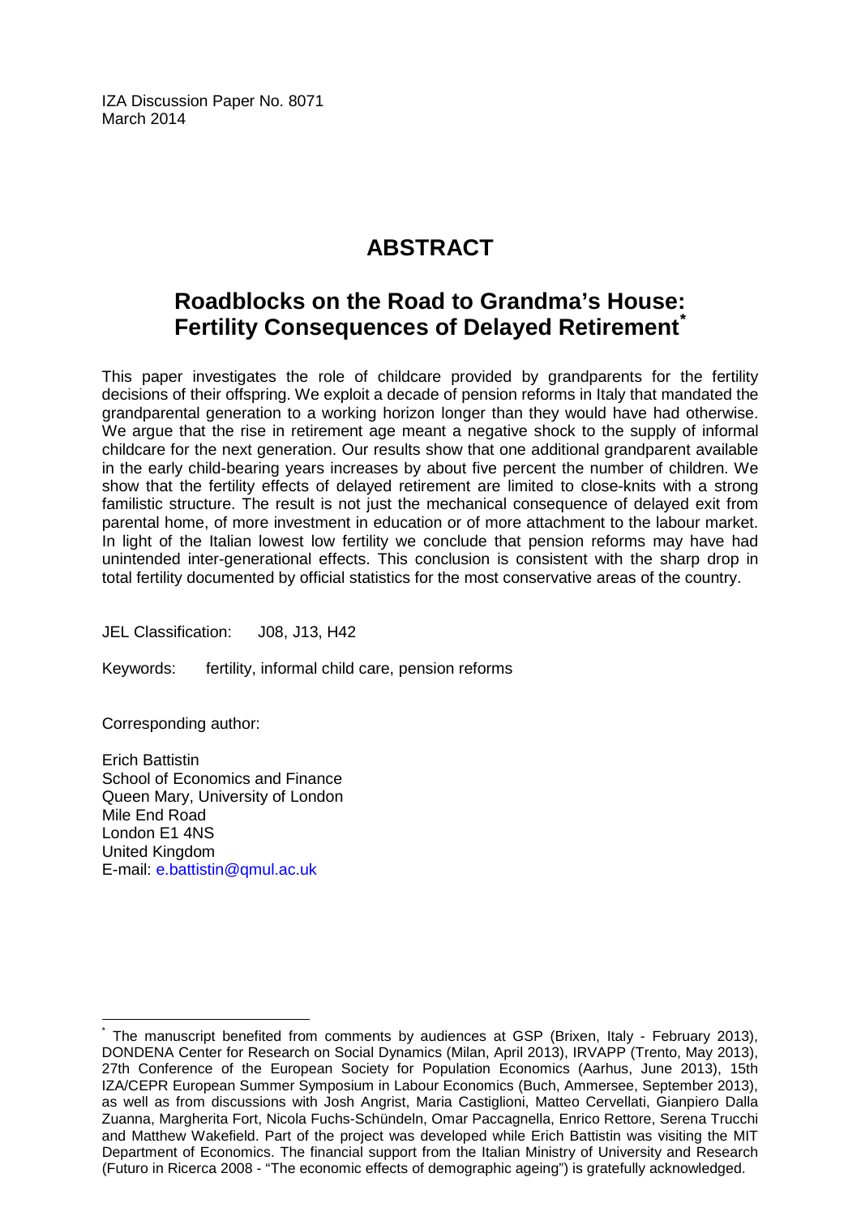IZA Discussion Paper No. 8071
March 2014

# ABSTRACT

## Roadblocks on the Road to Grandma's House: Fertility Consequences of Delayed Retirement[*]

This paper investigates the role of childcare provided by grandparents for the fertility decisions of their offspring. We exploit a decade of pension reforms in Italy that mandated the grandparental generation to a working horizon longer than they would have had otherwise. We argue that the rise in retirement age meant a negative shock to the supply of informal childcare for the next generation. Our results show that one additional grandparent available in the early child-bearing years increases by about five percent the number of children. We show that the fertility effects of delayed retirement are limited to close-knits with a strong familistic structure. The result is not just the mechanical consequence of delayed exit from parental home, of more investment in education or of more attachment to the labour market. In light of the Italian lowest low fertility we conclude that pension reforms may have had unintended inter-generational effects. This conclusion is consistent with the sharp drop in total fertility documented by official statistics for the most conservative areas of the country.

JEL Classification: J08, J13, H42

Keywords: fertility, informal child care, pension reforms

Corresponding author:

Erich Battistin
School of Economics and Finance
Queen Mary, University of London
Mile End Road
London E1 4NS
United Kingdom
E-mail: e.battistin@qmul.ac.uk

[*] The manuscript benefited from comments by audiences at GSP (Brixen, Italy - February 2013), DONDENA Center for Research on Social Dynamics (Milan, April 2013), IRVAPP (Trento, May 2013), 27th Conference of the European Society for Population Economics (Aarhus, June 2013), 15th IZA/CEPR European Summer Symposium in Labour Economics (Buch, Ammersee, September 2013), as well as from discussions with Josh Angrist, Maria Castiglioni, Matteo Cervellati, Gianpiero Dalla Zuanna, Margherita Fort, Nicola Fuchs-Schündeln, Omar Paccagnella, Enrico Rettore, Serena Trucchi and Matthew Wakefield. Part of the project was developed while Erich Battistin was visiting the MIT Department of Economics. The financial support from the Italian Ministry of University and Research (Futuro in Ricerca 2008 - "The economic effects of demographic ageing") is gratefully acknowledged.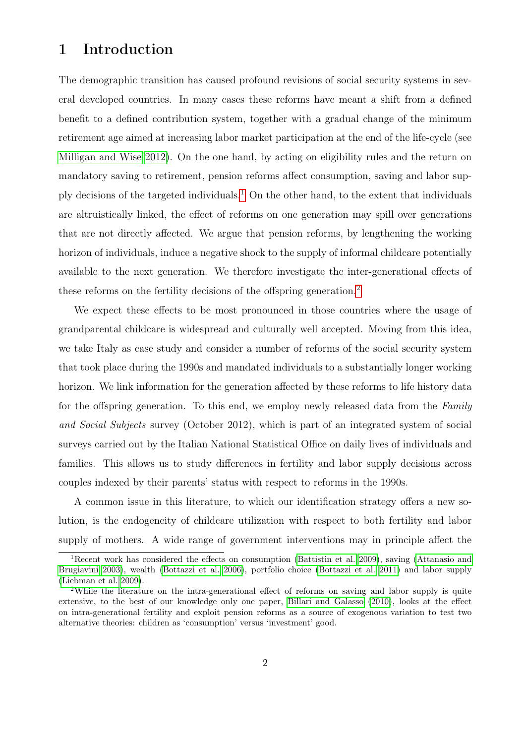# 1 Introduction

The demographic transition has caused profound revisions of social security systems in several developed countries. In many cases these reforms have meant a shift from a defined benefit to a defined contribution system, together with a gradual change of the minimum retirement age aimed at increasing labor market participation at the end of the life-cycle (see Milligan and Wise 2012). On the one hand, by acting on eligibility rules and the return on mandatory saving to retirement, pension reforms affect consumption, saving and labor supply decisions of the targeted individuals.[1] On the other hand, to the extent that individuals are altruistically linked, the effect of reforms on one generation may spill over generations that are not directly affected. We argue that pension reforms, by lengthening the working horizon of individuals, induce a negative shock to the supply of informal childcare potentially available to the next generation. We therefore investigate the inter-generational effects of these reforms on the fertility decisions of the offspring generation.[2]

We expect these effects to be most pronounced in those countries where the usage of grandparental childcare is widespread and culturally well accepted. Moving from this idea, we take Italy as case study and consider a number of reforms of the social security system that took place during the 1990s and mandated individuals to a substantially longer working horizon. We link information for the generation affected by these reforms to life history data for the offspring generation. To this end, we employ newly released data from the *Family and Social Subjects* survey (October 2012), which is part of an integrated system of social surveys carried out by the Italian National Statistical Office on daily lives of individuals and families. This allows us to study differences in fertility and labor supply decisions across couples indexed by their parents' status with respect to reforms in the 1990s.

A common issue in this literature, to which our identification strategy offers a new solution, is the endogeneity of childcare utilization with respect to both fertility and labor supply of mothers. A wide range of government interventions may in principle affect the

[1] Recent work has considered the effects on consumption (Battistin et al. 2009), saving (Attanasio and Brugiavini 2003), wealth (Bottazzi et al. 2006), portfolio choice (Bottazzi et al. 2011) and labor supply (Liebman et al. 2009).

[2] While the literature on the intra-generational effect of reforms on saving and labor supply is quite extensive, to the best of our knowledge only one paper, Billari and Galasso (2010), looks at the effect on intra-generational fertility and exploit pension reforms as a source of exogenous variation to test two alternative theories: children as 'consumption' versus 'investment' good.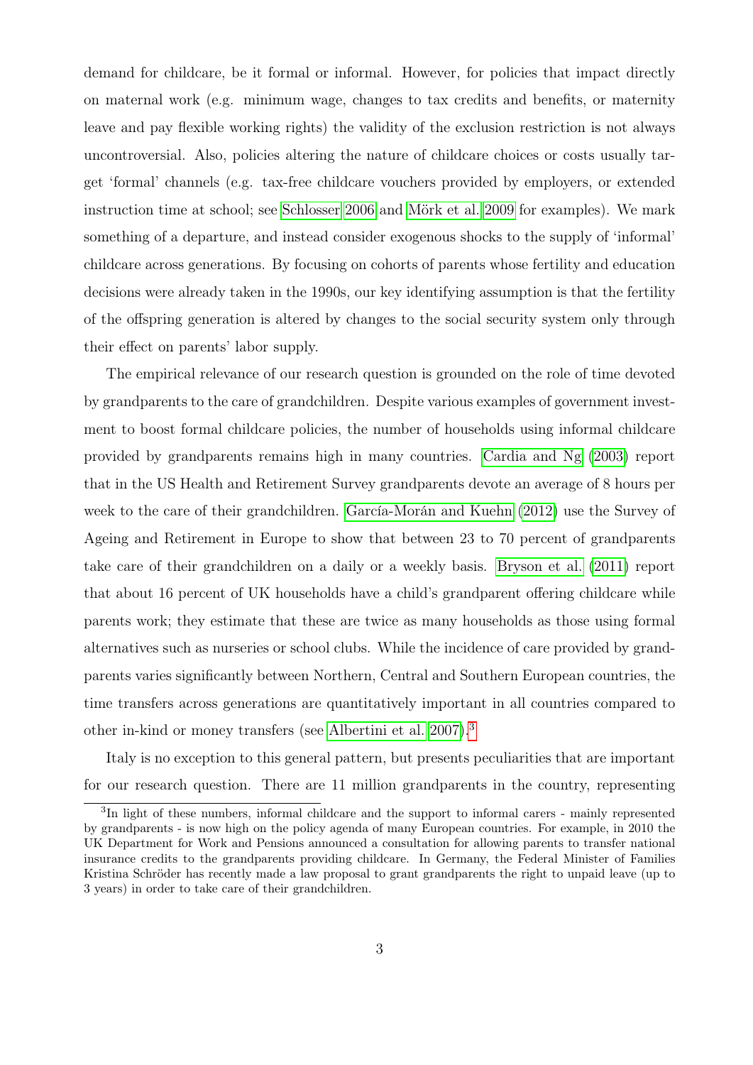demand for childcare, be it formal or informal. However, for policies that impact directly on maternal work (e.g. minimum wage, changes to tax credits and benefits, or maternity leave and pay flexible working rights) the validity of the exclusion restriction is not always uncontroversial. Also, policies altering the nature of childcare choices or costs usually target 'formal' channels (e.g. tax-free childcare vouchers provided by employers, or extended instruction time at school; see Schlosser 2006 and Mörk et al. 2009 for examples). We mark something of a departure, and instead consider exogenous shocks to the supply of 'informal' childcare across generations. By focusing on cohorts of parents whose fertility and education decisions were already taken in the 1990s, our key identifying assumption is that the fertility of the offspring generation is altered by changes to the social security system only through their effect on parents' labor supply.

The empirical relevance of our research question is grounded on the role of time devoted by grandparents to the care of grandchildren. Despite various examples of government investment to boost formal childcare policies, the number of households using informal childcare provided by grandparents remains high in many countries. Cardia and Ng (2003) report that in the US Health and Retirement Survey grandparents devote an average of 8 hours per week to the care of their grandchildren. García-Morán and Kuehn (2012) use the Survey of Ageing and Retirement in Europe to show that between 23 to 70 percent of grandparents take care of their grandchildren on a daily or a weekly basis. Bryson et al. (2011) report that about 16 percent of UK households have a child's grandparent offering childcare while parents work; they estimate that these are twice as many households as those using formal alternatives such as nurseries or school clubs. While the incidence of care provided by grandparents varies significantly between Northern, Central and Southern European countries, the time transfers across generations are quantitatively important in all countries compared to other in-kind or money transfers (see Albertini et al. 2007).[3]

Italy is no exception to this general pattern, but presents peculiarities that are important for our research question. There are 11 million grandparents in the country, representing

[3]In light of these numbers, informal childcare and the support to informal carers - mainly represented by grandparents - is now high on the policy agenda of many European countries. For example, in 2010 the UK Department for Work and Pensions announced a consultation for allowing parents to transfer national insurance credits to the grandparents providing childcare. In Germany, the Federal Minister of Families Kristina Schröder has recently made a law proposal to grant grandparents the right to unpaid leave (up to 3 years) in order to take care of their grandchildren.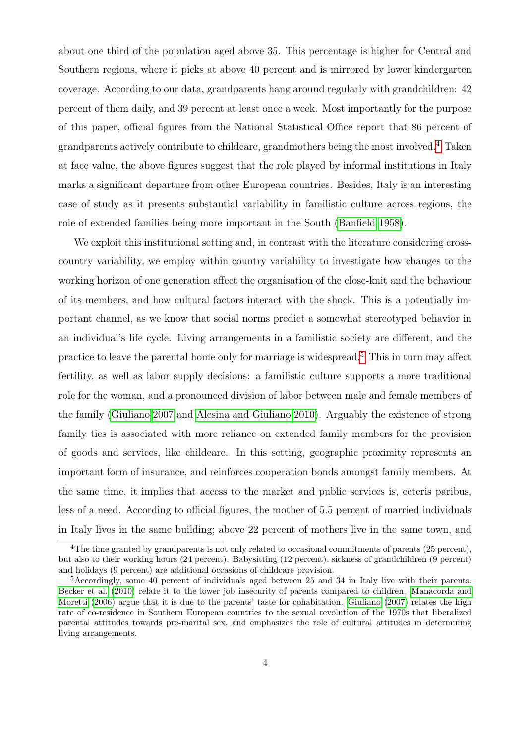about one third of the population aged above 35. This percentage is higher for Central and Southern regions, where it picks at above 40 percent and is mirrored by lower kindergarten coverage. According to our data, grandparents hang around regularly with grandchildren: 42 percent of them daily, and 39 percent at least once a week. Most importantly for the purpose of this paper, official figures from the National Statistical Office report that 86 percent of grandparents actively contribute to childcare, grandmothers being the most involved.[4] Taken at face value, the above figures suggest that the role played by informal institutions in Italy marks a significant departure from other European countries. Besides, Italy is an interesting case of study as it presents substantial variability in familistic culture across regions, the role of extended families being more important in the South (Banfield 1958).

We exploit this institutional setting and, in contrast with the literature considering cross-country variability, we employ within country variability to investigate how changes to the working horizon of one generation affect the organisation of the close-knit and the behaviour of its members, and how cultural factors interact with the shock. This is a potentially important channel, as we know that social norms predict a somewhat stereotyped behavior in an individual's life cycle. Living arrangements in a familistic society are different, and the practice to leave the parental home only for marriage is widespread.[5] This in turn may affect fertility, as well as labor supply decisions: a familistic culture supports a more traditional role for the woman, and a pronounced division of labor between male and female members of the family (Giuliano 2007 and Alesina and Giuliano 2010). Arguably the existence of strong family ties is associated with more reliance on extended family members for the provision of goods and services, like childcare. In this setting, geographic proximity represents an important form of insurance, and reinforces cooperation bonds amongst family members. At the same time, it implies that access to the market and public services is, ceteris paribus, less of a need. According to official figures, the mother of 5.5 percent of married individuals in Italy lives in the same building; above 22 percent of mothers live in the same town, and

[4] The time granted by grandparents is not only related to occasional commitments of parents (25 percent), but also to their working hours (24 percent). Babysitting (12 percent), sickness of grandchildren (9 percent) and holidays (9 percent) are additional occasions of childcare provision.

[5] Accordingly, some 40 percent of individuals aged between 25 and 34 in Italy live with their parents. Becker et al. (2010) relate it to the lower job insecurity of parents compared to children. Manacorda and Moretti (2006) argue that it is due to the parents' taste for cohabitation. Giuliano (2007) relates the high rate of co-residence in Southern European countries to the sexual revolution of the 1970s that liberalized parental attitudes towards pre-marital sex, and emphasizes the role of cultural attitudes in determining living arrangements.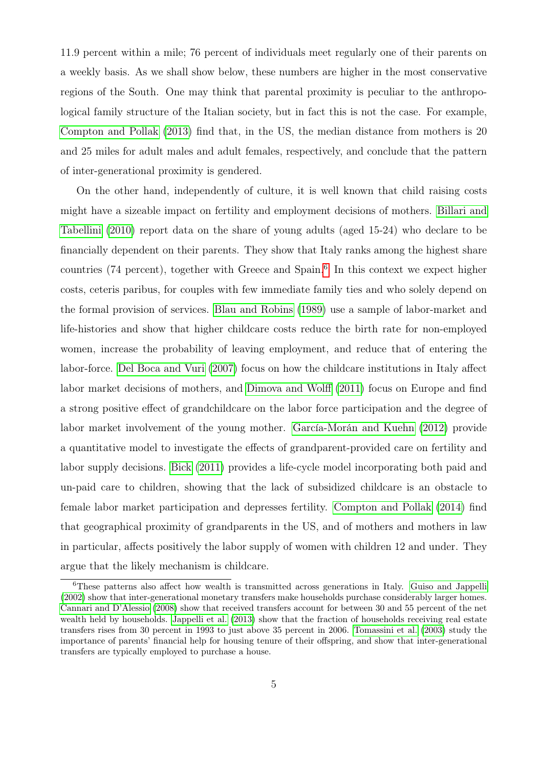11.9 percent within a mile; 76 percent of individuals meet regularly one of their parents on a weekly basis. As we shall show below, these numbers are higher in the most conservative regions of the South. One may think that parental proximity is peculiar to the anthropological family structure of the Italian society, but in fact this is not the case. For example, Compton and Pollak (2013) find that, in the US, the median distance from mothers is 20 and 25 miles for adult males and adult females, respectively, and conclude that the pattern of inter-generational proximity is gendered.

On the other hand, independently of culture, it is well known that child raising costs might have a sizeable impact on fertility and employment decisions of mothers. Billari and Tabellini (2010) report data on the share of young adults (aged 15-24) who declare to be financially dependent on their parents. They show that Italy ranks among the highest share countries (74 percent), together with Greece and Spain.[6] In this context we expect higher costs, ceteris paribus, for couples with few immediate family ties and who solely depend on the formal provision of services. Blau and Robins (1989) use a sample of labor-market and life-histories and show that higher childcare costs reduce the birth rate for non-employed women, increase the probability of leaving employment, and reduce that of entering the labor-force. Del Boca and Vuri (2007) focus on how the childcare institutions in Italy affect labor market decisions of mothers, and Dimova and Wolff (2011) focus on Europe and find a strong positive effect of grandchildcare on the labor force participation and the degree of labor market involvement of the young mother. García-Morán and Kuehn (2012) provide a quantitative model to investigate the effects of grandparent-provided care on fertility and labor supply decisions. Bick (2011) provides a life-cycle model incorporating both paid and un-paid care to children, showing that the lack of subsidized childcare is an obstacle to female labor market participation and depresses fertility. Compton and Pollak (2014) find that geographical proximity of grandparents in the US, and of mothers and mothers in law in particular, affects positively the labor supply of women with children 12 and under. They argue that the likely mechanism is childcare.

[6] These patterns also affect how wealth is transmitted across generations in Italy. Guiso and Jappelli (2002) show that inter-generational monetary transfers make households purchase considerably larger homes. Cannari and D'Alessio (2008) show that received transfers account for between 30 and 55 percent of the net wealth held by households. Jappelli et al. (2013) show that the fraction of households receiving real estate transfers rises from 30 percent in 1993 to just above 35 percent in 2006. Tomassini et al. (2003) study the importance of parents' financial help for housing tenure of their offspring, and show that inter-generational transfers are typically employed to purchase a house.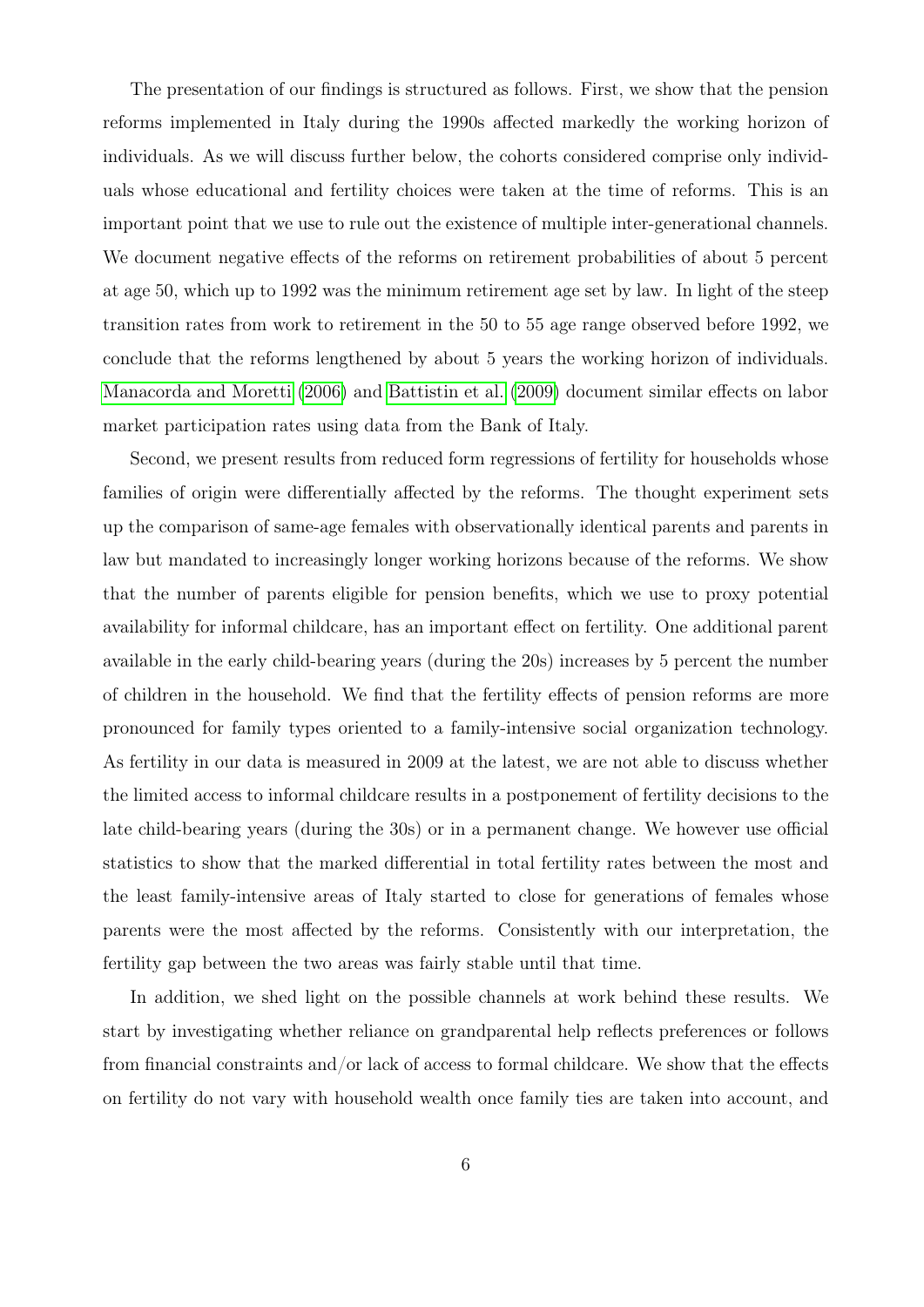The presentation of our findings is structured as follows. First, we show that the pension reforms implemented in Italy during the 1990s affected markedly the working horizon of individuals. As we will discuss further below, the cohorts considered comprise only individuals whose educational and fertility choices were taken at the time of reforms. This is an important point that we use to rule out the existence of multiple inter-generational channels. We document negative effects of the reforms on retirement probabilities of about 5 percent at age 50, which up to 1992 was the minimum retirement age set by law. In light of the steep transition rates from work to retirement in the 50 to 55 age range observed before 1992, we conclude that the reforms lengthened by about 5 years the working horizon of individuals. Manacorda and Moretti (2006) and Battistin et al. (2009) document similar effects on labor market participation rates using data from the Bank of Italy.

Second, we present results from reduced form regressions of fertility for households whose families of origin were differentially affected by the reforms. The thought experiment sets up the comparison of same-age females with observationally identical parents and parents in law but mandated to increasingly longer working horizons because of the reforms. We show that the number of parents eligible for pension benefits, which we use to proxy potential availability for informal childcare, has an important effect on fertility. One additional parent available in the early child-bearing years (during the 20s) increases by 5 percent the number of children in the household. We find that the fertility effects of pension reforms are more pronounced for family types oriented to a family-intensive social organization technology. As fertility in our data is measured in 2009 at the latest, we are not able to discuss whether the limited access to informal childcare results in a postponement of fertility decisions to the late child-bearing years (during the 30s) or in a permanent change. We however use official statistics to show that the marked differential in total fertility rates between the most and the least family-intensive areas of Italy started to close for generations of females whose parents were the most affected by the reforms. Consistently with our interpretation, the fertility gap between the two areas was fairly stable until that time.

In addition, we shed light on the possible channels at work behind these results. We start by investigating whether reliance on grandparental help reflects preferences or follows from financial constraints and/or lack of access to formal childcare. We show that the effects on fertility do not vary with household wealth once family ties are taken into account, and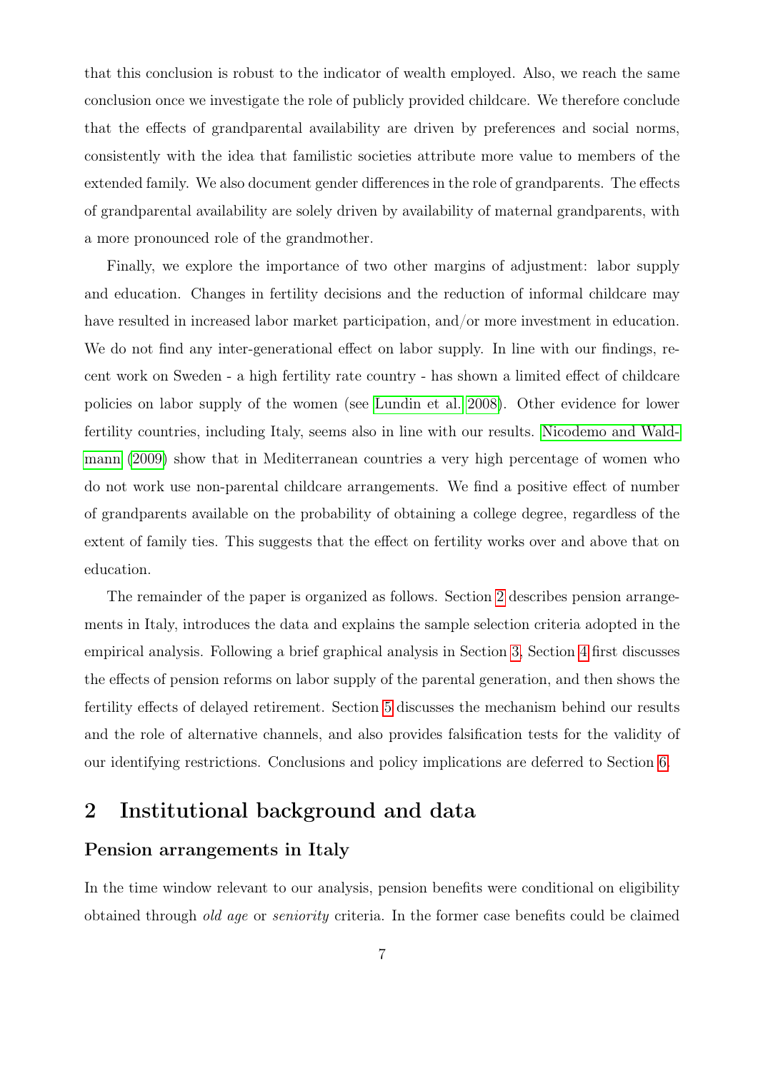that this conclusion is robust to the indicator of wealth employed. Also, we reach the same conclusion once we investigate the role of publicly provided childcare. We therefore conclude that the effects of grandparental availability are driven by preferences and social norms, consistently with the idea that familistic societies attribute more value to members of the extended family. We also document gender differences in the role of grandparents. The effects of grandparental availability are solely driven by availability of maternal grandparents, with a more pronounced role of the grandmother.

Finally, we explore the importance of two other margins of adjustment: labor supply and education. Changes in fertility decisions and the reduction of informal childcare may have resulted in increased labor market participation, and/or more investment in education. We do not find any inter-generational effect on labor supply. In line with our findings, recent work on Sweden - a high fertility rate country - has shown a limited effect of childcare policies on labor supply of the women (see Lundin et al. 2008). Other evidence for lower fertility countries, including Italy, seems also in line with our results. Nicodemo and Waldmann (2009) show that in Mediterranean countries a very high percentage of women who do not work use non-parental childcare arrangements. We find a positive effect of number of grandparents available on the probability of obtaining a college degree, regardless of the extent of family ties. This suggests that the effect on fertility works over and above that on education.

The remainder of the paper is organized as follows. Section 2 describes pension arrangements in Italy, introduces the data and explains the sample selection criteria adopted in the empirical analysis. Following a brief graphical analysis in Section 3, Section 4 first discusses the effects of pension reforms on labor supply of the parental generation, and then shows the fertility effects of delayed retirement. Section 5 discusses the mechanism behind our results and the role of alternative channels, and also provides falsification tests for the validity of our identifying restrictions. Conclusions and policy implications are deferred to Section 6.

## 2 Institutional background and data

### Pension arrangements in Italy

In the time window relevant to our analysis, pension benefits were conditional on eligibility obtained through *old age* or *seniority* criteria. In the former case benefits could be claimed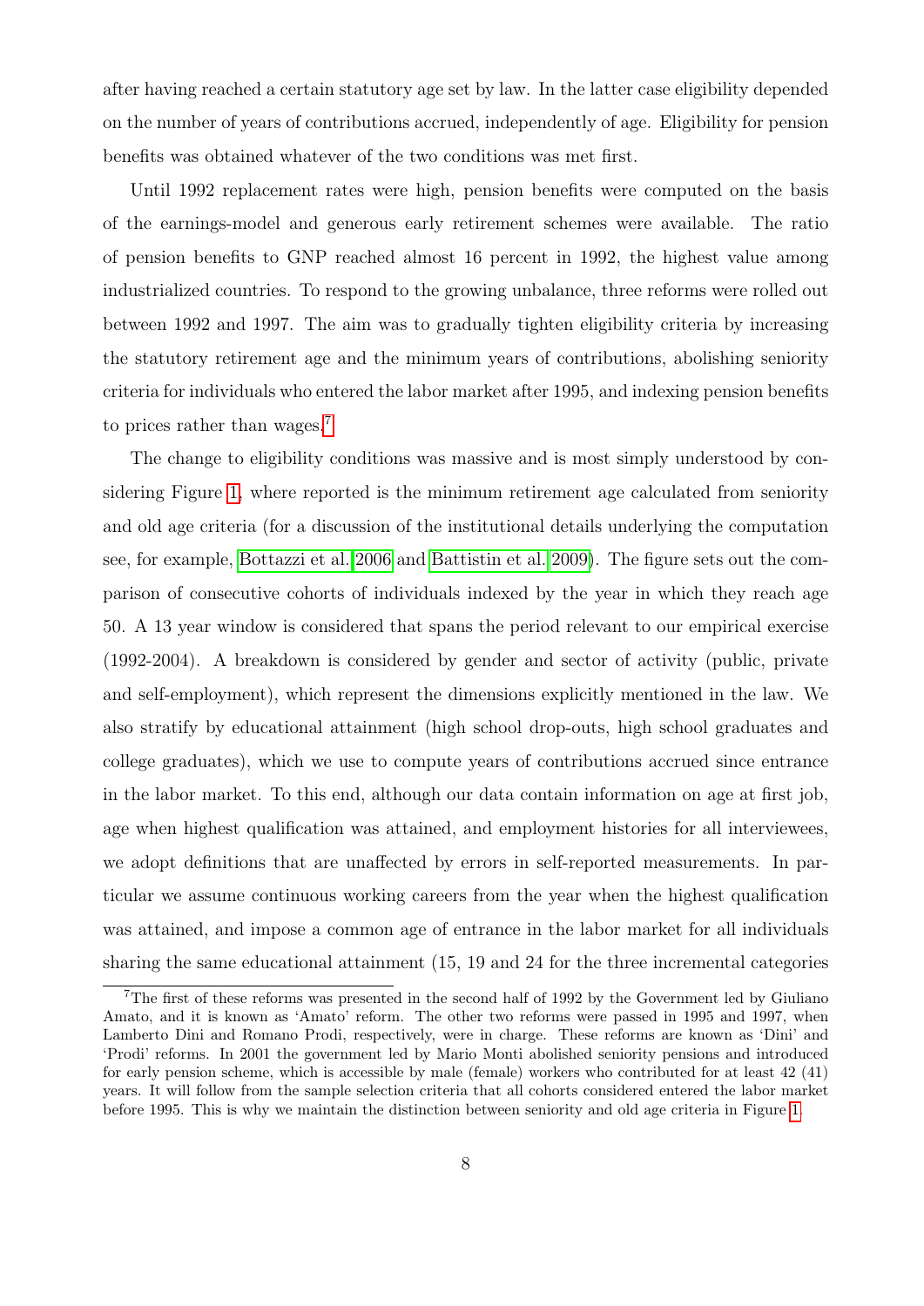after having reached a certain statutory age set by law. In the latter case eligibility depended on the number of years of contributions accrued, independently of age. Eligibility for pension benefits was obtained whatever of the two conditions was met first.

Until 1992 replacement rates were high, pension benefits were computed on the basis of the earnings-model and generous early retirement schemes were available. The ratio of pension benefits to GNP reached almost 16 percent in 1992, the highest value among industrialized countries. To respond to the growing unbalance, three reforms were rolled out between 1992 and 1997. The aim was to gradually tighten eligibility criteria by increasing the statutory retirement age and the minimum years of contributions, abolishing seniority criteria for individuals who entered the labor market after 1995, and indexing pension benefits to prices rather than wages.[7]

The change to eligibility conditions was massive and is most simply understood by considering Figure 1, where reported is the minimum retirement age calculated from seniority and old age criteria (for a discussion of the institutional details underlying the computation see, for example, Bottazzi et al. 2006 and Battistin et al. 2009). The figure sets out the comparison of consecutive cohorts of individuals indexed by the year in which they reach age 50. A 13 year window is considered that spans the period relevant to our empirical exercise (1992-2004). A breakdown is considered by gender and sector of activity (public, private and self-employment), which represent the dimensions explicitly mentioned in the law. We also stratify by educational attainment (high school drop-outs, high school graduates and college graduates), which we use to compute years of contributions accrued since entrance in the labor market. To this end, although our data contain information on age at first job, age when highest qualification was attained, and employment histories for all interviewees, we adopt definitions that are unaffected by errors in self-reported measurements. In particular we assume continuous working careers from the year when the highest qualification was attained, and impose a common age of entrance in the labor market for all individuals sharing the same educational attainment (15, 19 and 24 for the three incremental categories

[7] The first of these reforms was presented in the second half of 1992 by the Government led by Giuliano Amato, and it is known as 'Amato' reform. The other two reforms were passed in 1995 and 1997, when Lamberto Dini and Romano Prodi, respectively, were in charge. These reforms are known as 'Dini' and 'Prodi' reforms. In 2001 the government led by Mario Monti abolished seniority pensions and introduced for early pension scheme, which is accessible by male (female) workers who contributed for at least 42 (41) years. It will follow from the sample selection criteria that all cohorts considered entered the labor market before 1995. This is why we maintain the distinction between seniority and old age criteria in Figure 1.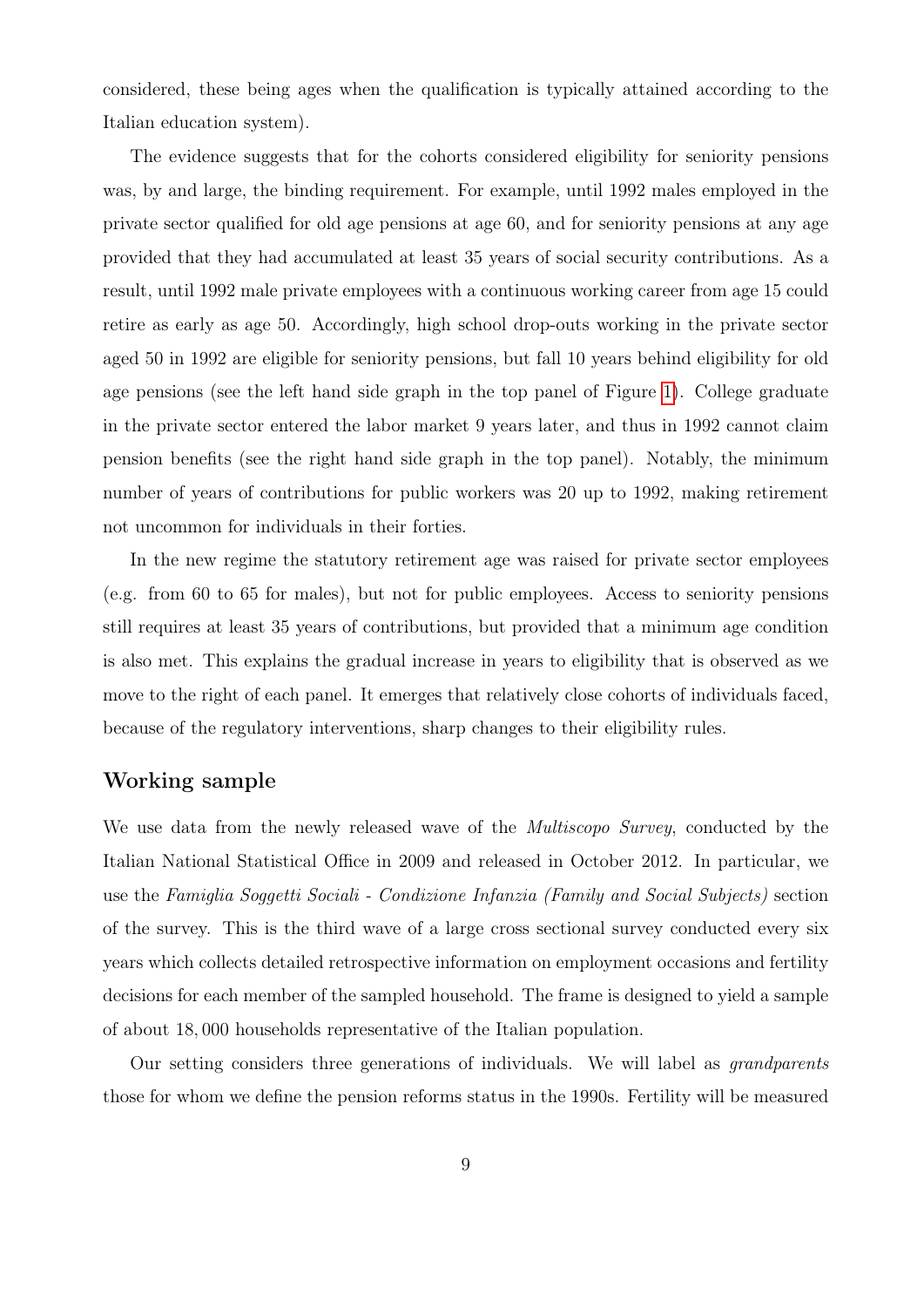considered, these being ages when the qualification is typically attained according to the Italian education system).

The evidence suggests that for the cohorts considered eligibility for seniority pensions was, by and large, the binding requirement. For example, until 1992 males employed in the private sector qualified for old age pensions at age 60, and for seniority pensions at any age provided that they had accumulated at least 35 years of social security contributions. As a result, until 1992 male private employees with a continuous working career from age 15 could retire as early as age 50. Accordingly, high school drop-outs working in the private sector aged 50 in 1992 are eligible for seniority pensions, but fall 10 years behind eligibility for old age pensions (see the left hand side graph in the top panel of Figure 1). College graduate in the private sector entered the labor market 9 years later, and thus in 1992 cannot claim pension benefits (see the right hand side graph in the top panel). Notably, the minimum number of years of contributions for public workers was 20 up to 1992, making retirement not uncommon for individuals in their forties.

In the new regime the statutory retirement age was raised for private sector employees (e.g. from 60 to 65 for males), but not for public employees. Access to seniority pensions still requires at least 35 years of contributions, but provided that a minimum age condition is also met. This explains the gradual increase in years to eligibility that is observed as we move to the right of each panel. It emerges that relatively close cohorts of individuals faced, because of the regulatory interventions, sharp changes to their eligibility rules.

## Working sample

We use data from the newly released wave of the *Multiscopo Survey*, conducted by the Italian National Statistical Office in 2009 and released in October 2012. In particular, we use the *Famiglia Soggetti Sociali - Condizione Infanzia (Family and Social Subjects)* section of the survey. This is the third wave of a large cross sectional survey conducted every six years which collects detailed retrospective information on employment occasions and fertility decisions for each member of the sampled household. The frame is designed to yield a sample of about 18,000 households representative of the Italian population.

Our setting considers three generations of individuals. We will label as *grandparents* those for whom we define the pension reforms status in the 1990s. Fertility will be measured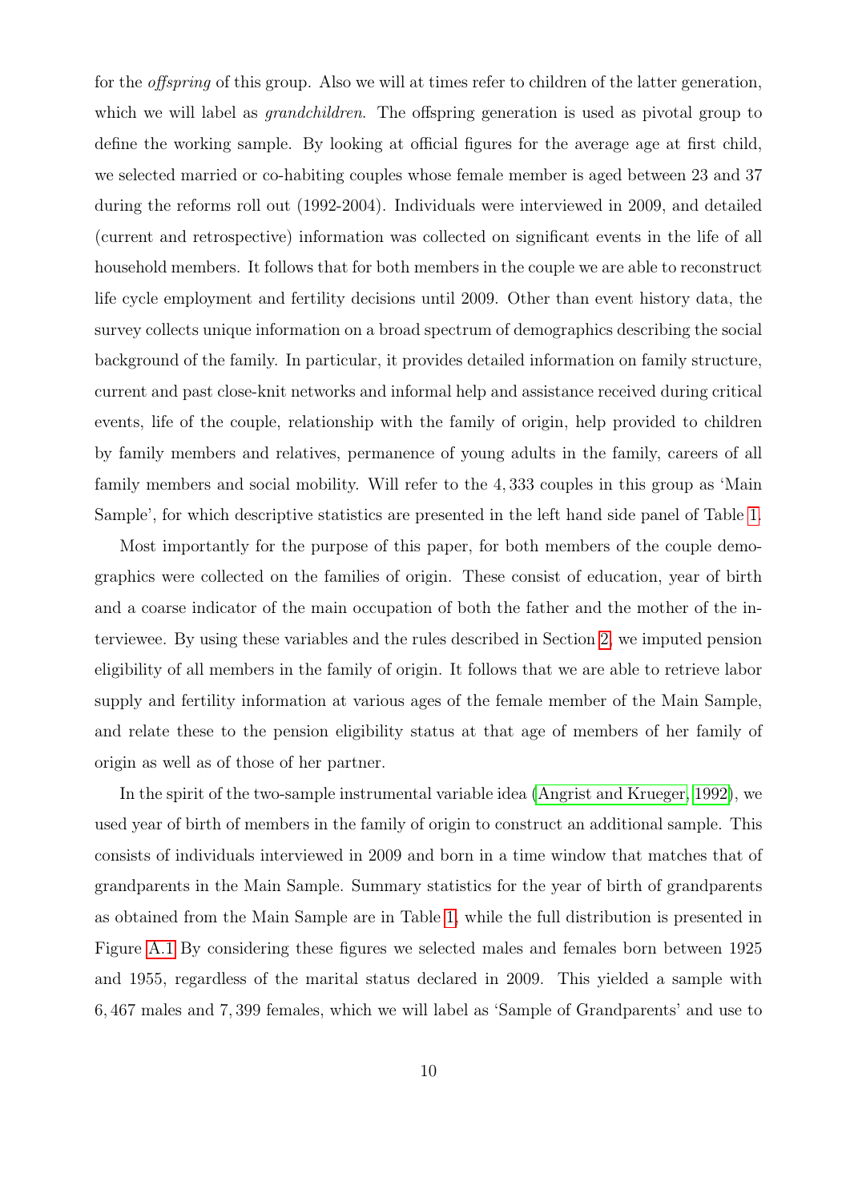for the *offspring* of this group. Also we will at times refer to children of the latter generation, which we will label as *grandchildren*. The offspring generation is used as pivotal group to define the working sample. By looking at official figures for the average age at first child, we selected married or co-habiting couples whose female member is aged between 23 and 37 during the reforms roll out (1992-2004). Individuals were interviewed in 2009, and detailed (current and retrospective) information was collected on significant events in the life of all household members. It follows that for both members in the couple we are able to reconstruct life cycle employment and fertility decisions until 2009. Other than event history data, the survey collects unique information on a broad spectrum of demographics describing the social background of the family. In particular, it provides detailed information on family structure, current and past close-knit networks and informal help and assistance received during critical events, life of the couple, relationship with the family of origin, help provided to children by family members and relatives, permanence of young adults in the family, careers of all family members and social mobility. Will refer to the 4,333 couples in this group as 'Main Sample', for which descriptive statistics are presented in the left hand side panel of Table 1.

Most importantly for the purpose of this paper, for both members of the couple demographics were collected on the families of origin. These consist of education, year of birth and a coarse indicator of the main occupation of both the father and the mother of the interviewee. By using these variables and the rules described in Section 2, we imputed pension eligibility of all members in the family of origin. It follows that we are able to retrieve labor supply and fertility information at various ages of the female member of the Main Sample, and relate these to the pension eligibility status at that age of members of her family of origin as well as of those of her partner.

In the spirit of the two-sample instrumental variable idea (Angrist and Krueger, 1992), we used year of birth of members in the family of origin to construct an additional sample. This consists of individuals interviewed in 2009 and born in a time window that matches that of grandparents in the Main Sample. Summary statistics for the year of birth of grandparents as obtained from the Main Sample are in Table 1, while the full distribution is presented in Figure A.1 By considering these figures we selected males and females born between 1925 and 1955, regardless of the marital status declared in 2009. This yielded a sample with 6,467 males and 7,399 females, which we will label as 'Sample of Grandparents' and use to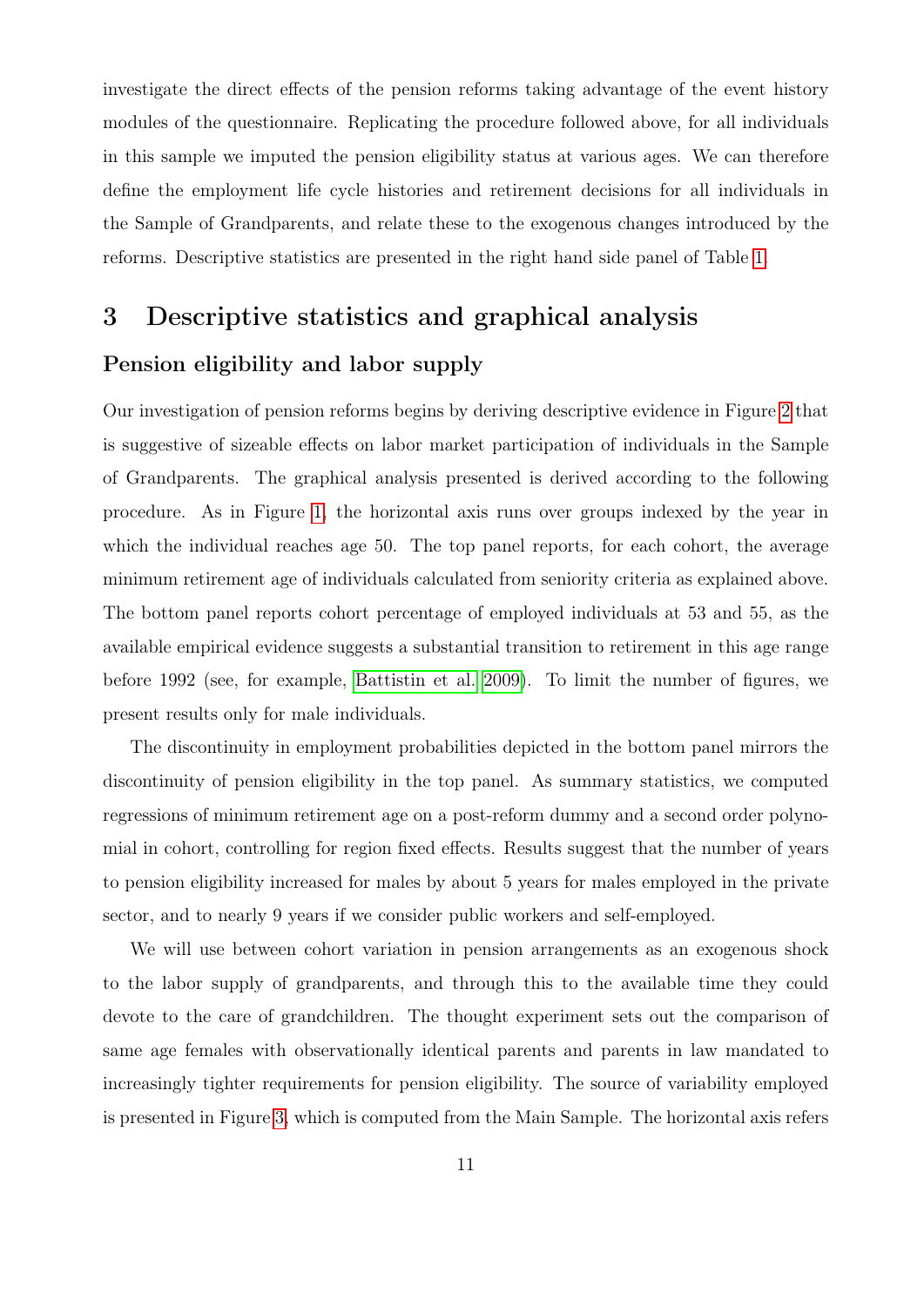investigate the direct effects of the pension reforms taking advantage of the event history modules of the questionnaire. Replicating the procedure followed above, for all individuals in this sample we imputed the pension eligibility status at various ages. We can therefore define the employment life cycle histories and retirement decisions for all individuals in the Sample of Grandparents, and relate these to the exogenous changes introduced by the reforms. Descriptive statistics are presented in the right hand side panel of Table 1.

# 3 Descriptive statistics and graphical analysis

## Pension eligibility and labor supply

Our investigation of pension reforms begins by deriving descriptive evidence in Figure 2 that is suggestive of sizeable effects on labor market participation of individuals in the Sample of Grandparents. The graphical analysis presented is derived according to the following procedure. As in Figure 1, the horizontal axis runs over groups indexed by the year in which the individual reaches age 50. The top panel reports, for each cohort, the average minimum retirement age of individuals calculated from seniority criteria as explained above. The bottom panel reports cohort percentage of employed individuals at 53 and 55, as the available empirical evidence suggests a substantial transition to retirement in this age range before 1992 (see, for example, Battistin et al. 2009). To limit the number of figures, we present results only for male individuals.

The discontinuity in employment probabilities depicted in the bottom panel mirrors the discontinuity of pension eligibility in the top panel. As summary statistics, we computed regressions of minimum retirement age on a post-reform dummy and a second order polynomial in cohort, controlling for region fixed effects. Results suggest that the number of years to pension eligibility increased for males by about 5 years for males employed in the private sector, and to nearly 9 years if we consider public workers and self-employed.

We will use between cohort variation in pension arrangements as an exogenous shock to the labor supply of grandparents, and through this to the available time they could devote to the care of grandchildren. The thought experiment sets out the comparison of same age females with observationally identical parents and parents in law mandated to increasingly tighter requirements for pension eligibility. The source of variability employed is presented in Figure 3, which is computed from the Main Sample. The horizontal axis refers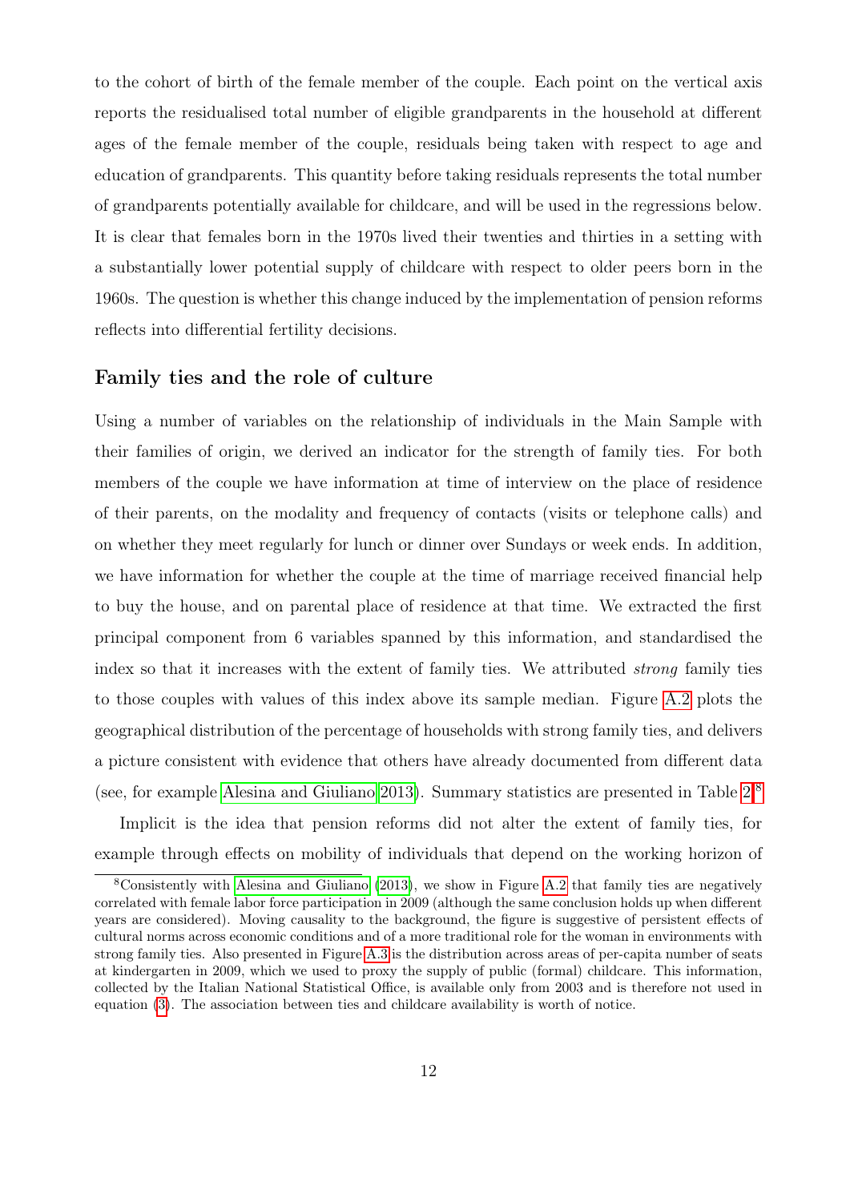to the cohort of birth of the female member of the couple. Each point on the vertical axis reports the residualised total number of eligible grandparents in the household at different ages of the female member of the couple, residuals being taken with respect to age and education of grandparents. This quantity before taking residuals represents the total number of grandparents potentially available for childcare, and will be used in the regressions below. It is clear that females born in the 1970s lived their twenties and thirties in a setting with a substantially lower potential supply of childcare with respect to older peers born in the 1960s. The question is whether this change induced by the implementation of pension reforms reflects into differential fertility decisions.

## Family ties and the role of culture

Using a number of variables on the relationship of individuals in the Main Sample with their families of origin, we derived an indicator for the strength of family ties. For both members of the couple we have information at time of interview on the place of residence of their parents, on the modality and frequency of contacts (visits or telephone calls) and on whether they meet regularly for lunch or dinner over Sundays or week ends. In addition, we have information for whether the couple at the time of marriage received financial help to buy the house, and on parental place of residence at that time. We extracted the first principal component from 6 variables spanned by this information, and standardised the index so that it increases with the extent of family ties. We attributed *strong* family ties to those couples with values of this index above its sample median. Figure A.2 plots the geographical distribution of the percentage of households with strong family ties, and delivers a picture consistent with evidence that others have already documented from different data (see, for example Alesina and Giuliano 2013). Summary statistics are presented in Table 2.[8]

Implicit is the idea that pension reforms did not alter the extent of family ties, for example through effects on mobility of individuals that depend on the working horizon of

[8] Consistently with Alesina and Giuliano (2013), we show in Figure A.2 that family ties are negatively correlated with female labor force participation in 2009 (although the same conclusion holds up when different years are considered). Moving causality to the background, the figure is suggestive of persistent effects of cultural norms across economic conditions and of a more traditional role for the woman in environments with strong family ties. Also presented in Figure A.3 is the distribution across areas of per-capita number of seats at kindergarten in 2009, which we used to proxy the supply of public (formal) childcare. This information, collected by the Italian National Statistical Office, is available only from 2003 and is therefore not used in equation (3). The association between ties and childcare availability is worth of notice.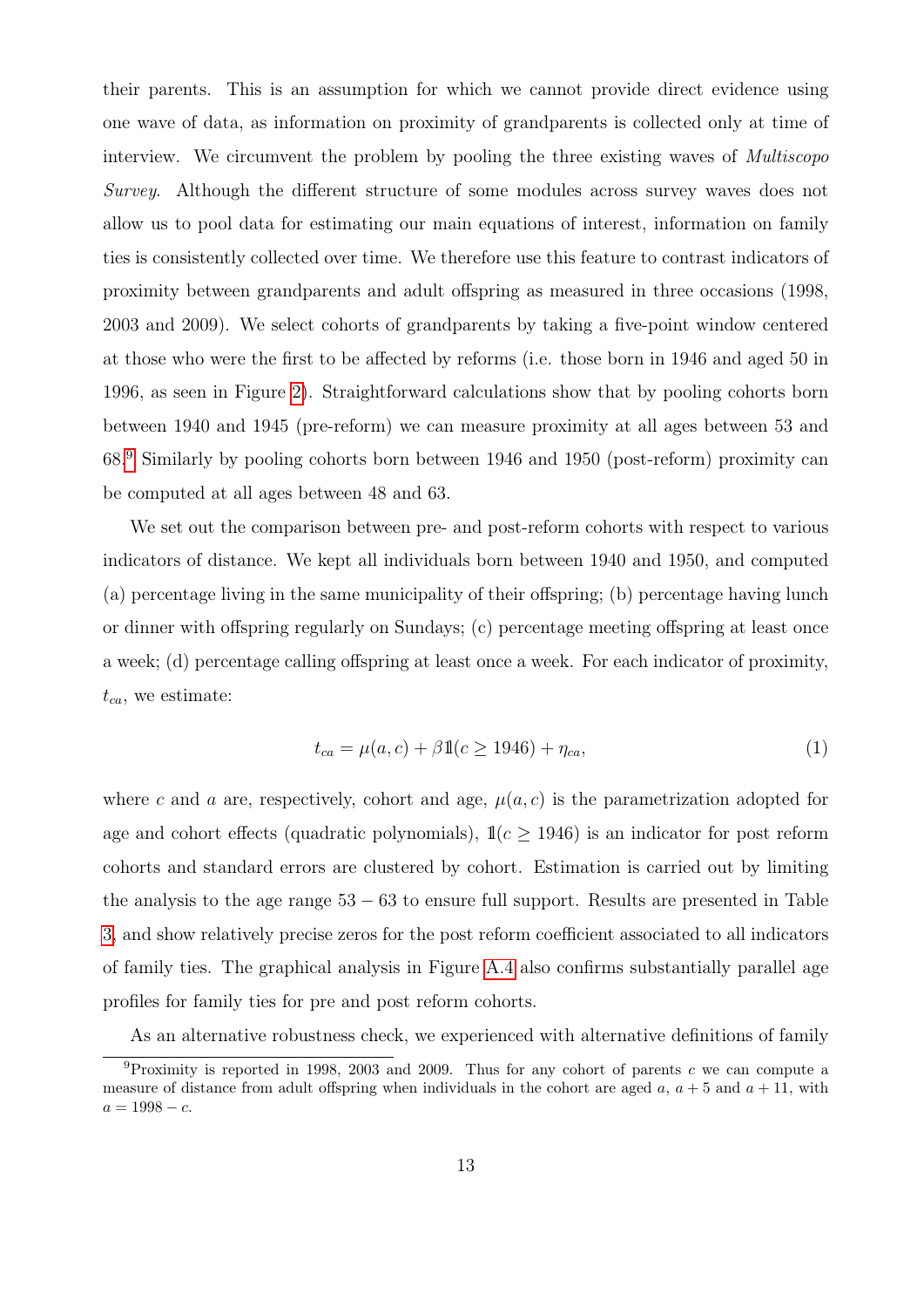their parents. This is an assumption for which we cannot provide direct evidence using one wave of data, as information on proximity of grandparents is collected only at time of interview. We circumvent the problem by pooling the three existing waves of *Multiscopo Survey*. Although the different structure of some modules across survey waves does not allow us to pool data for estimating our main equations of interest, information on family ties is consistently collected over time. We therefore use this feature to contrast indicators of proximity between grandparents and adult offspring as measured in three occasions (1998, 2003 and 2009). We select cohorts of grandparents by taking a five-point window centered at those who were the first to be affected by reforms (i.e. those born in 1946 and aged 50 in 1996, as seen in Figure 2). Straightforward calculations show that by pooling cohorts born between 1940 and 1945 (pre-reform) we can measure proximity at all ages between 53 and 68.[9] Similarly by pooling cohorts born between 1946 and 1950 (post-reform) proximity can be computed at all ages between 48 and 63.

We set out the comparison between pre- and post-reform cohorts with respect to various indicators of distance. We kept all individuals born between 1940 and 1950, and computed (a) percentage living in the same municipality of their offspring; (b) percentage having lunch or dinner with offspring regularly on Sundays; (c) percentage meeting offspring at least once a week; (d) percentage calling offspring at least once a week. For each indicator of proximity, $t_{ca}$, we estimate:

$$t_{ca} = \mu(a, c) + \beta \mathbb{1}(c \geq 1946) + \eta_{ca}, \tag{1}$$

where $c$ and $a$ are, respectively, cohort and age, $\mu(a, c)$ is the parametrization adopted for age and cohort effects (quadratic polynomials), $\mathbb{1}(c \geq 1946)$ is an indicator for post reform cohorts and standard errors are clustered by cohort. Estimation is carried out by limiting the analysis to the age range $53 - 63$ to ensure full support. Results are presented in Table 3, and show relatively precise zeros for the post reform coefficient associated to all indicators of family ties. The graphical analysis in Figure A.4 also confirms substantially parallel age profiles for family ties for pre and post reform cohorts.

As an alternative robustness check, we experienced with alternative definitions of family

[9] Proximity is reported in 1998, 2003 and 2009. Thus for any cohort of parents $c$ we can compute a measure of distance from adult offspring when individuals in the cohort are aged $a$, $a + 5$ and $a + 11$, with $a = 1998 - c$.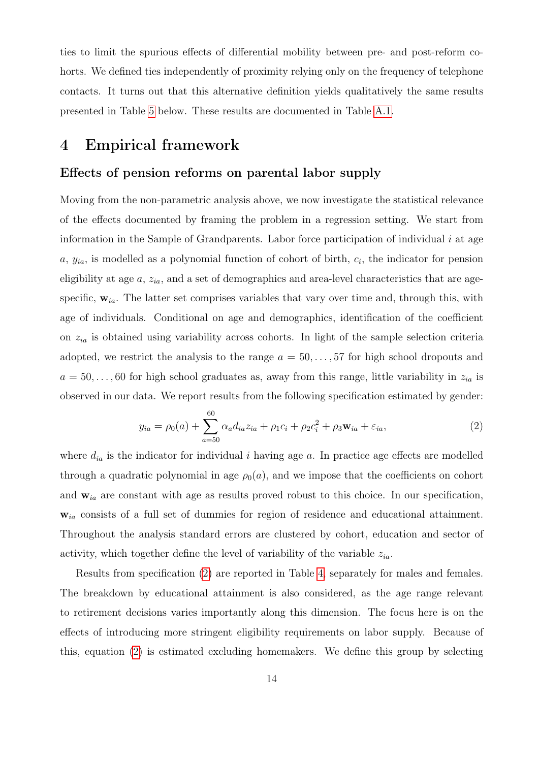ties to limit the spurious effects of differential mobility between pre- and post-reform cohorts. We defined ties independently of proximity relying only on the frequency of telephone contacts. It turns out that this alternative definition yields qualitatively the same results presented in Table 5 below. These results are documented in Table A.1.

# 4 Empirical framework

## Effects of pension reforms on parental labor supply

Moving from the non-parametric analysis above, we now investigate the statistical relevance of the effects documented by framing the problem in a regression setting. We start from information in the Sample of Grandparents. Labor force participation of individual $i$ at age $a$, $y_{ia}$, is modelled as a polynomial function of cohort of birth, $c_i$, the indicator for pension eligibility at age $a$, $z_{ia}$, and a set of demographics and area-level characteristics that are age-specific, $\mathbf{w}_{ia}$. The latter set comprises variables that vary over time and, through this, with age of individuals. Conditional on age and demographics, identification of the coefficient on $z_{ia}$ is obtained using variability across cohorts. In light of the sample selection criteria adopted, we restrict the analysis to the range $a = 50, \ldots, 57$ for high school dropouts and $a = 50, \ldots, 60$ for high school graduates as, away from this range, little variability in $z_{ia}$ is observed in our data. We report results from the following specification estimated by gender:

$$y_{ia} = \rho_0(a) + \sum_{a=50}^{60} \alpha_a d_{ia} z_{ia} + \rho_1 c_i + \rho_2 c_i^2 + \rho_3 \mathbf{w}_{ia} + \varepsilon_{ia}, \tag{2}$$

where $d_{ia}$ is the indicator for individual $i$ having age $a$. In practice age effects are modelled through a quadratic polynomial in age $\rho_0(a)$, and we impose that the coefficients on cohort and $\mathbf{w}_{ia}$ are constant with age as results proved robust to this choice. In our specification, $\mathbf{w}_{ia}$ consists of a full set of dummies for region of residence and educational attainment. Throughout the analysis standard errors are clustered by cohort, education and sector of activity, which together define the level of variability of the variable $z_{ia}$.

Results from specification (2) are reported in Table 4, separately for males and females. The breakdown by educational attainment is also considered, as the age range relevant to retirement decisions varies importantly along this dimension. The focus here is on the effects of introducing more stringent eligibility requirements on labor supply. Because of this, equation (2) is estimated excluding homemakers. We define this group by selecting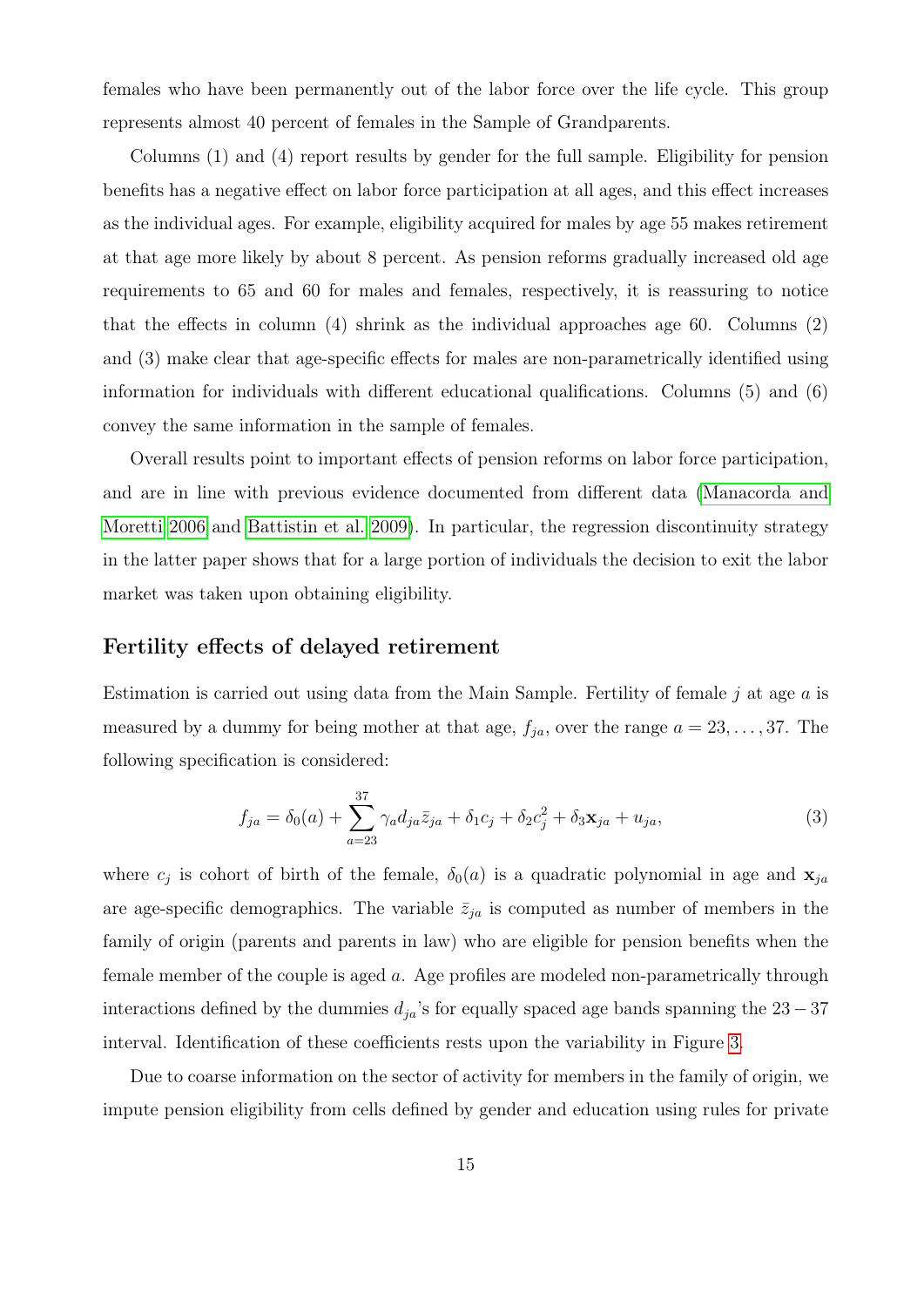females who have been permanently out of the labor force over the life cycle. This group represents almost 40 percent of females in the Sample of Grandparents.

Columns (1) and (4) report results by gender for the full sample. Eligibility for pension benefits has a negative effect on labor force participation at all ages, and this effect increases as the individual ages. For example, eligibility acquired for males by age 55 makes retirement at that age more likely by about 8 percent. As pension reforms gradually increased old age requirements to 65 and 60 for males and females, respectively, it is reassuring to notice that the effects in column (4) shrink as the individual approaches age 60. Columns (2) and (3) make clear that age-specific effects for males are non-parametrically identified using information for individuals with different educational qualifications. Columns (5) and (6) convey the same information in the sample of females.

Overall results point to important effects of pension reforms on labor force participation, and are in line with previous evidence documented from different data (Manacorda and Moretti 2006 and Battistin et al. 2009). In particular, the regression discontinuity strategy in the latter paper shows that for a large portion of individuals the decision to exit the labor market was taken upon obtaining eligibility.

## Fertility effects of delayed retirement

Estimation is carried out using data from the Main Sample. Fertility of female $j$ at age $a$ is measured by a dummy for being mother at that age, $f_{ja}$, over the range $a = 23, \ldots, 37$. The following specification is considered:

$$f_{ja} = \delta_0(a) + \sum_{a=23}^{37} \gamma_a d_{ja} \bar{z}_{ja} + \delta_1 c_j + \delta_2 c_j^2 + \delta_3 \mathbf{x}_{ja} + u_{ja}, \tag{3}$$

where $c_j$ is cohort of birth of the female, $\delta_0(a)$ is a quadratic polynomial in age and $\mathbf{x}_{ja}$ are age-specific demographics. The variable $\bar{z}_{ja}$ is computed as number of members in the family of origin (parents and parents in law) who are eligible for pension benefits when the female member of the couple is aged $a$. Age profiles are modeled non-parametrically through interactions defined by the dummies $d_{ja}$'s for equally spaced age bands spanning the $23-37$ interval. Identification of these coefficients rests upon the variability in Figure 3.

Due to coarse information on the sector of activity for members in the family of origin, we impute pension eligibility from cells defined by gender and education using rules for private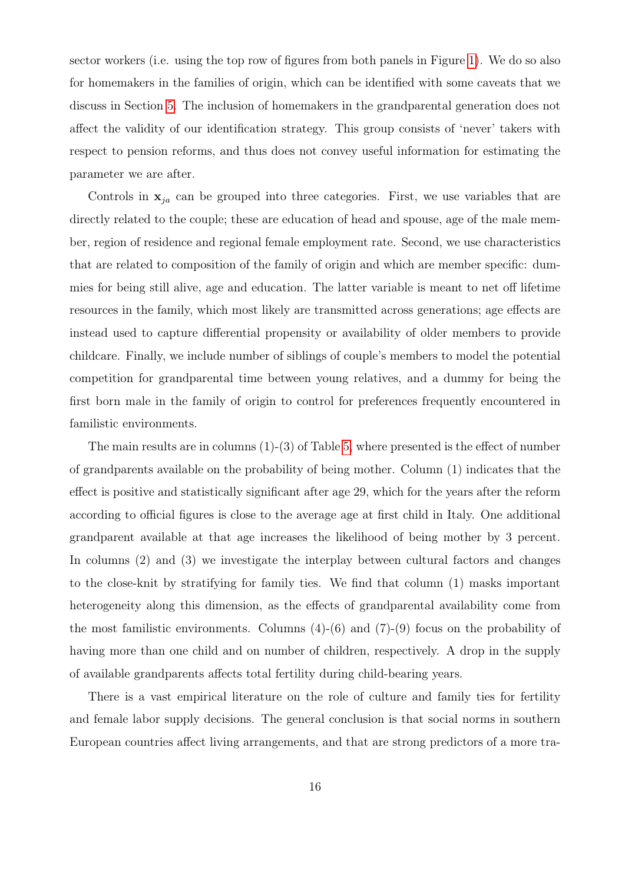sector workers (i.e. using the top row of figures from both panels in Figure 1). We do so also for homemakers in the families of origin, which can be identified with some caveats that we discuss in Section 5. The inclusion of homemakers in the grandparental generation does not affect the validity of our identification strategy. This group consists of 'never' takers with respect to pension reforms, and thus does not convey useful information for estimating the parameter we are after.

Controls in $\mathbf{x}_{ja}$ can be grouped into three categories. First, we use variables that are directly related to the couple; these are education of head and spouse, age of the male member, region of residence and regional female employment rate. Second, we use characteristics that are related to composition of the family of origin and which are member specific: dummies for being still alive, age and education. The latter variable is meant to net off lifetime resources in the family, which most likely are transmitted across generations; age effects are instead used to capture differential propensity or availability of older members to provide childcare. Finally, we include number of siblings of couple's members to model the potential competition for grandparental time between young relatives, and a dummy for being the first born male in the family of origin to control for preferences frequently encountered in familistic environments.

The main results are in columns (1)-(3) of Table 5, where presented is the effect of number of grandparents available on the probability of being mother. Column (1) indicates that the effect is positive and statistically significant after age 29, which for the years after the reform according to official figures is close to the average age at first child in Italy. One additional grandparent available at that age increases the likelihood of being mother by 3 percent. In columns (2) and (3) we investigate the interplay between cultural factors and changes to the close-knit by stratifying for family ties. We find that column (1) masks important heterogeneity along this dimension, as the effects of grandparental availability come from the most familistic environments. Columns (4)-(6) and (7)-(9) focus on the probability of having more than one child and on number of children, respectively. A drop in the supply of available grandparents affects total fertility during child-bearing years.

There is a vast empirical literature on the role of culture and family ties for fertility and female labor supply decisions. The general conclusion is that social norms in southern European countries affect living arrangements, and that are strong predictors of a more tra-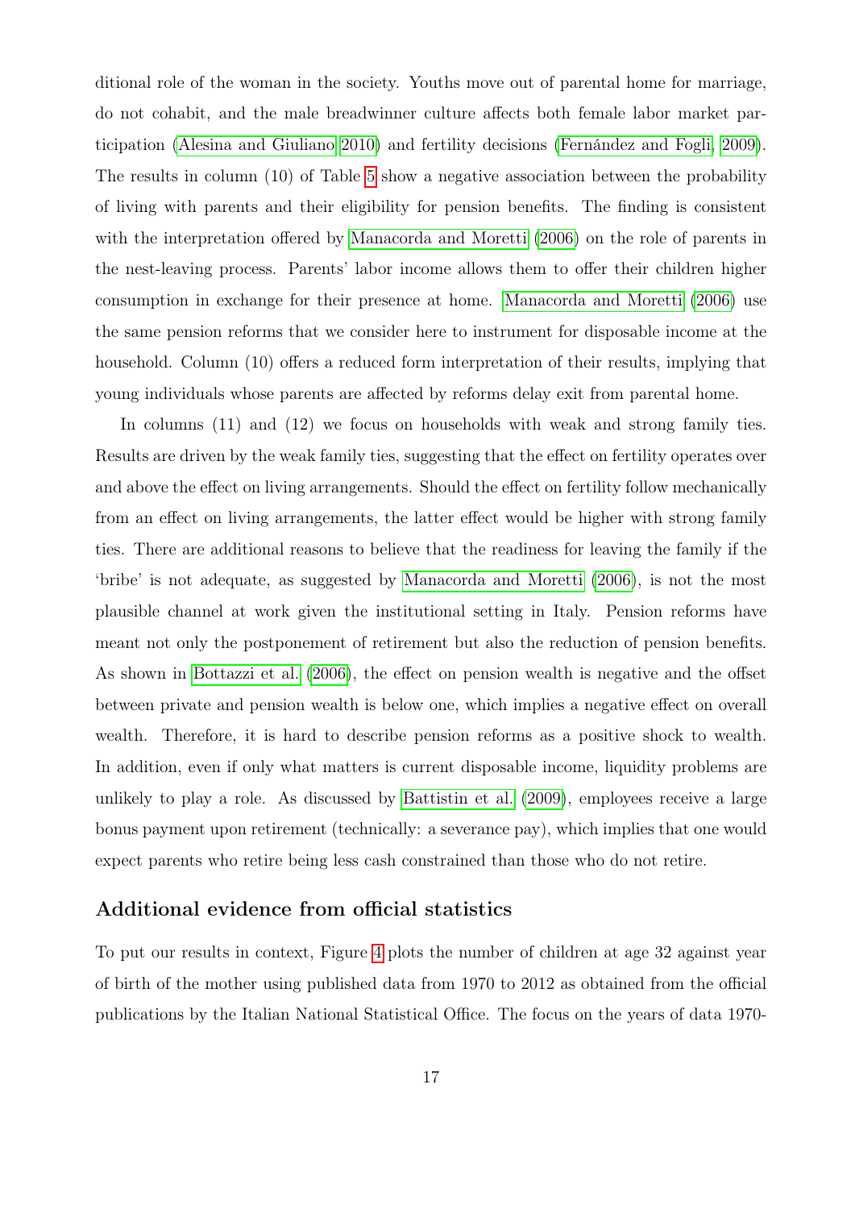ditional role of the woman in the society. Youths move out of parental home for marriage, do not cohabit, and the male breadwinner culture affects both female labor market participation (Alesina and Giuliano 2010) and fertility decisions (Fernández and Fogli, 2009). The results in column (10) of Table 5 show a negative association between the probability of living with parents and their eligibility for pension benefits. The finding is consistent with the interpretation offered by Manacorda and Moretti (2006) on the role of parents in the nest-leaving process. Parents' labor income allows them to offer their children higher consumption in exchange for their presence at home. Manacorda and Moretti (2006) use the same pension reforms that we consider here to instrument for disposable income at the household. Column (10) offers a reduced form interpretation of their results, implying that young individuals whose parents are affected by reforms delay exit from parental home.

In columns (11) and (12) we focus on households with weak and strong family ties. Results are driven by the weak family ties, suggesting that the effect on fertility operates over and above the effect on living arrangements. Should the effect on fertility follow mechanically from an effect on living arrangements, the latter effect would be higher with strong family ties. There are additional reasons to believe that the readiness for leaving the family if the 'bribe' is not adequate, as suggested by Manacorda and Moretti (2006), is not the most plausible channel at work given the institutional setting in Italy. Pension reforms have meant not only the postponement of retirement but also the reduction of pension benefits. As shown in Bottazzi et al. (2006), the effect on pension wealth is negative and the offset between private and pension wealth is below one, which implies a negative effect on overall wealth. Therefore, it is hard to describe pension reforms as a positive shock to wealth. In addition, even if only what matters is current disposable income, liquidity problems are unlikely to play a role. As discussed by Battistin et al. (2009), employees receive a large bonus payment upon retirement (technically: a severance pay), which implies that one would expect parents who retire being less cash constrained than those who do not retire.

## Additional evidence from official statistics

To put our results in context, Figure 4 plots the number of children at age 32 against year of birth of the mother using published data from 1970 to 2012 as obtained from the official publications by the Italian National Statistical Office. The focus on the years of data 1970-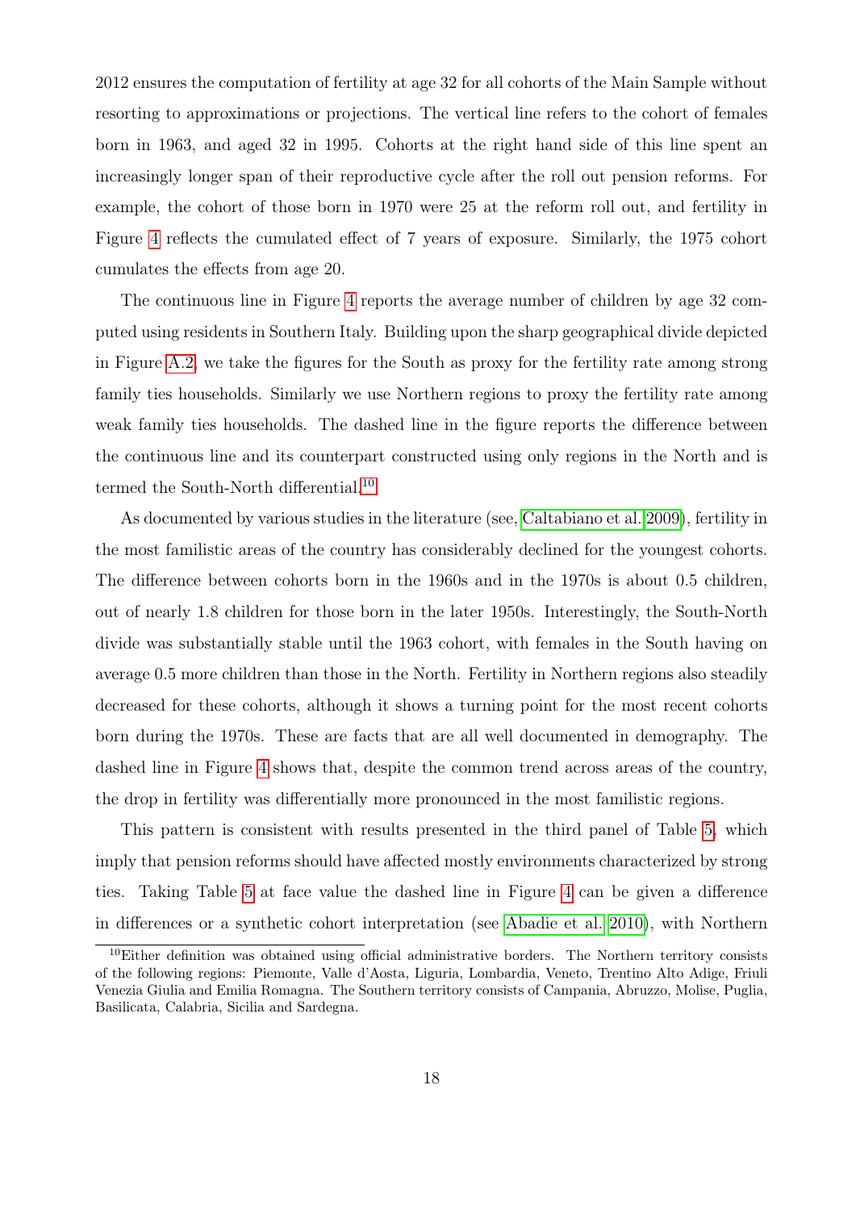2012 ensures the computation of fertility at age 32 for all cohorts of the Main Sample without resorting to approximations or projections. The vertical line refers to the cohort of females born in 1963, and aged 32 in 1995. Cohorts at the right hand side of this line spent an increasingly longer span of their reproductive cycle after the roll out pension reforms. For example, the cohort of those born in 1970 were 25 at the reform roll out, and fertility in Figure 4 reflects the cumulated effect of 7 years of exposure. Similarly, the 1975 cohort cumulates the effects from age 20.

The continuous line in Figure 4 reports the average number of children by age 32 computed using residents in Southern Italy. Building upon the sharp geographical divide depicted in Figure A.2, we take the figures for the South as proxy for the fertility rate among strong family ties households. Similarly we use Northern regions to proxy the fertility rate among weak family ties households. The dashed line in the figure reports the difference between the continuous line and its counterpart constructed using only regions in the North and is termed the South-North differential.[10]

As documented by various studies in the literature (see, Caltabiano et al. 2009), fertility in the most familistic areas of the country has considerably declined for the youngest cohorts. The difference between cohorts born in the 1960s and in the 1970s is about 0.5 children, out of nearly 1.8 children for those born in the later 1950s. Interestingly, the South-North divide was substantially stable until the 1963 cohort, with females in the South having on average 0.5 more children than those in the North. Fertility in Northern regions also steadily decreased for these cohorts, although it shows a turning point for the most recent cohorts born during the 1970s. These are facts that are all well documented in demography. The dashed line in Figure 4 shows that, despite the common trend across areas of the country, the drop in fertility was differentially more pronounced in the most familistic regions.

This pattern is consistent with results presented in the third panel of Table 5, which imply that pension reforms should have affected mostly environments characterized by strong ties. Taking Table 5 at face value the dashed line in Figure 4 can be given a difference in differences or a synthetic cohort interpretation (see Abadie et al. 2010), with Northern

[10] Either definition was obtained using official administrative borders. The Northern territory consists of the following regions: Piemonte, Valle d'Aosta, Liguria, Lombardia, Veneto, Trentino Alto Adige, Friuli Venezia Giulia and Emilia Romagna. The Southern territory consists of Campania, Abruzzo, Molise, Puglia, Basilicata, Calabria, Sicilia and Sardegna.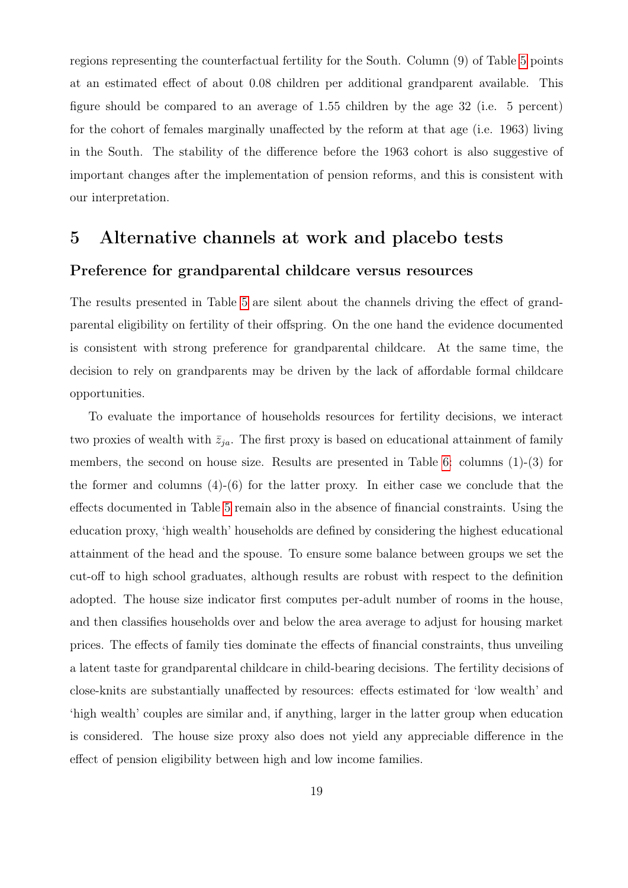regions representing the counterfactual fertility for the South. Column (9) of Table 5 points at an estimated effect of about 0.08 children per additional grandparent available. This figure should be compared to an average of 1.55 children by the age 32 (i.e. 5 percent) for the cohort of females marginally unaffected by the reform at that age (i.e. 1963) living in the South. The stability of the difference before the 1963 cohort is also suggestive of important changes after the implementation of pension reforms, and this is consistent with our interpretation.

# 5 Alternative channels at work and placebo tests

## Preference for grandparental childcare versus resources

The results presented in Table 5 are silent about the channels driving the effect of grandparental eligibility on fertility of their offspring. On the one hand the evidence documented is consistent with strong preference for grandparental childcare. At the same time, the decision to rely on grandparents may be driven by the lack of affordable formal childcare opportunities.

To evaluate the importance of households resources for fertility decisions, we interact two proxies of wealth with $\bar{z}_{ja}$. The first proxy is based on educational attainment of family members, the second on house size. Results are presented in Table 6: columns (1)-(3) for the former and columns (4)-(6) for the latter proxy. In either case we conclude that the effects documented in Table 5 remain also in the absence of financial constraints. Using the education proxy, 'high wealth' households are defined by considering the highest educational attainment of the head and the spouse. To ensure some balance between groups we set the cut-off to high school graduates, although results are robust with respect to the definition adopted. The house size indicator first computes per-adult number of rooms in the house, and then classifies households over and below the area average to adjust for housing market prices. The effects of family ties dominate the effects of financial constraints, thus unveiling a latent taste for grandparental childcare in child-bearing decisions. The fertility decisions of close-knits are substantially unaffected by resources: effects estimated for 'low wealth' and 'high wealth' couples are similar and, if anything, larger in the latter group when education is considered. The house size proxy also does not yield any appreciable difference in the effect of pension eligibility between high and low income families.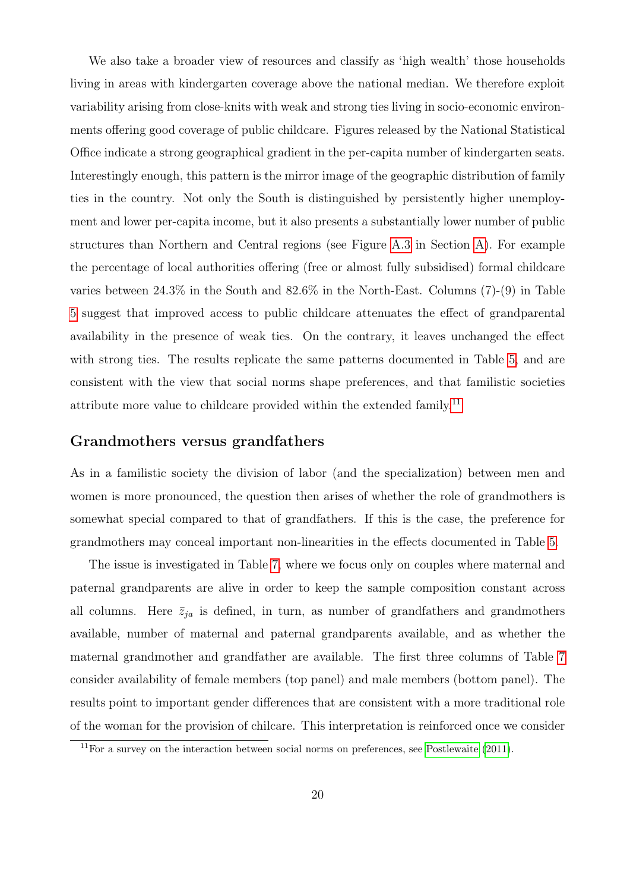We also take a broader view of resources and classify as 'high wealth' those households living in areas with kindergarten coverage above the national median. We therefore exploit variability arising from close-knits with weak and strong ties living in socio-economic environments offering good coverage of public childcare. Figures released by the National Statistical Office indicate a strong geographical gradient in the per-capita number of kindergarten seats. Interestingly enough, this pattern is the mirror image of the geographic distribution of family ties in the country. Not only the South is distinguished by persistently higher unemployment and lower per-capita income, but it also presents a substantially lower number of public structures than Northern and Central regions (see Figure A.3 in Section A). For example the percentage of local authorities offering (free or almost fully subsidised) formal childcare varies between 24.3% in the South and 82.6% in the North-East. Columns (7)-(9) in Table 5 suggest that improved access to public childcare attenuates the effect of grandparental availability in the presence of weak ties. On the contrary, it leaves unchanged the effect with strong ties. The results replicate the same patterns documented in Table 5, and are consistent with the view that social norms shape preferences, and that familistic societies attribute more value to childcare provided within the extended family.[11]

## Grandmothers versus grandfathers

As in a familistic society the division of labor (and the specialization) between men and women is more pronounced, the question then arises of whether the role of grandmothers is somewhat special compared to that of grandfathers. If this is the case, the preference for grandmothers may conceal important non-linearities in the effects documented in Table 5.

The issue is investigated in Table 7, where we focus only on couples where maternal and paternal grandparents are alive in order to keep the sample composition constant across all columns. Here $\bar{z}_{ja}$ is defined, in turn, as number of grandfathers and grandmothers available, number of maternal and paternal grandparents available, and as whether the maternal grandmother and grandfather are available. The first three columns of Table 7 consider availability of female members (top panel) and male members (bottom panel). The results point to important gender differences that are consistent with a more traditional role of the woman for the provision of chilcare. This interpretation is reinforced once we consider

[11] For a survey on the interaction between social norms on preferences, see Postlewaite (2011).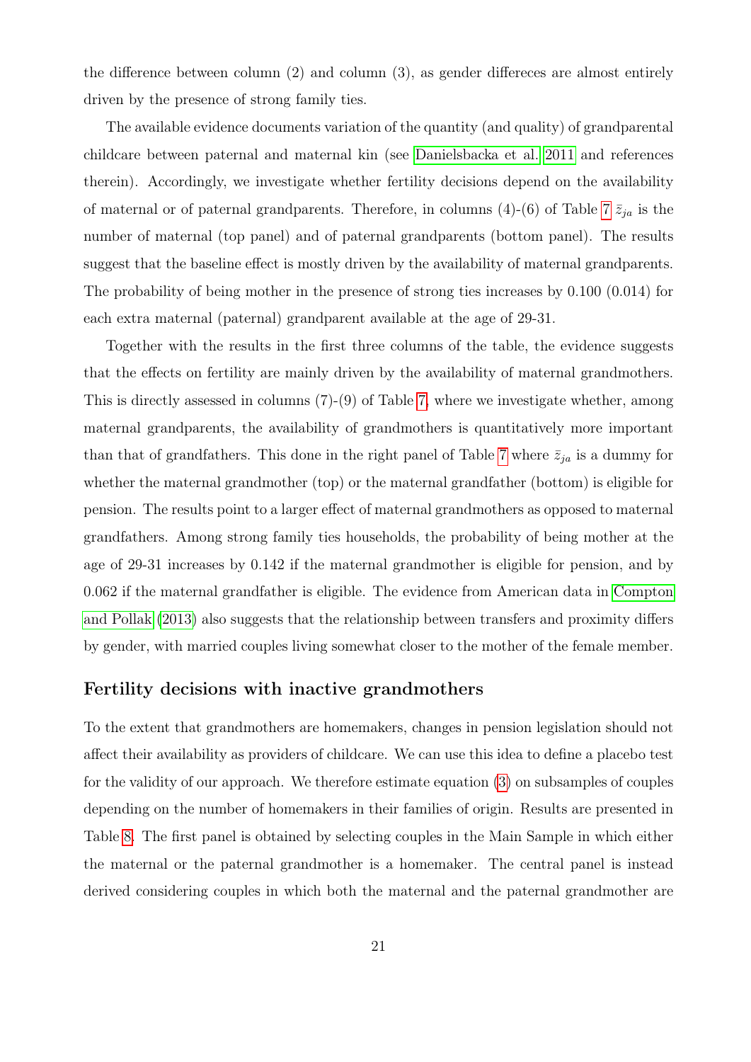the difference between column (2) and column (3), as gender differeces are almost entirely driven by the presence of strong family ties.

The available evidence documents variation of the quantity (and quality) of grandparental childcare between paternal and maternal kin (see Danielsbacka et al. 2011 and references therein). Accordingly, we investigate whether fertility decisions depend on the availability of maternal or of paternal grandparents. Therefore, in columns (4)-(6) of Table 7 $\bar{z}_{ja}$ is the number of maternal (top panel) and of paternal grandparents (bottom panel). The results suggest that the baseline effect is mostly driven by the availability of maternal grandparents. The probability of being mother in the presence of strong ties increases by 0.100 (0.014) for each extra maternal (paternal) grandparent available at the age of 29-31.

Together with the results in the first three columns of the table, the evidence suggests that the effects on fertility are mainly driven by the availability of maternal grandmothers. This is directly assessed in columns (7)-(9) of Table 7, where we investigate whether, among maternal grandparents, the availability of grandmothers is quantitatively more important than that of grandfathers. This done in the right panel of Table 7 where $\bar{z}_{ja}$ is a dummy for whether the maternal grandmother (top) or the maternal grandfather (bottom) is eligible for pension. The results point to a larger effect of maternal grandmothers as opposed to maternal grandfathers. Among strong family ties households, the probability of being mother at the age of 29-31 increases by 0.142 if the maternal grandmother is eligible for pension, and by 0.062 if the maternal grandfather is eligible. The evidence from American data in Compton and Pollak (2013) also suggests that the relationship between transfers and proximity differs by gender, with married couples living somewhat closer to the mother of the female member.

## Fertility decisions with inactive grandmothers

To the extent that grandmothers are homemakers, changes in pension legislation should not affect their availability as providers of childcare. We can use this idea to define a placebo test for the validity of our approach. We therefore estimate equation (3) on subsamples of couples depending on the number of homemakers in their families of origin. Results are presented in Table 8. The first panel is obtained by selecting couples in the Main Sample in which either the maternal or the paternal grandmother is a homemaker. The central panel is instead derived considering couples in which both the maternal and the paternal grandmother are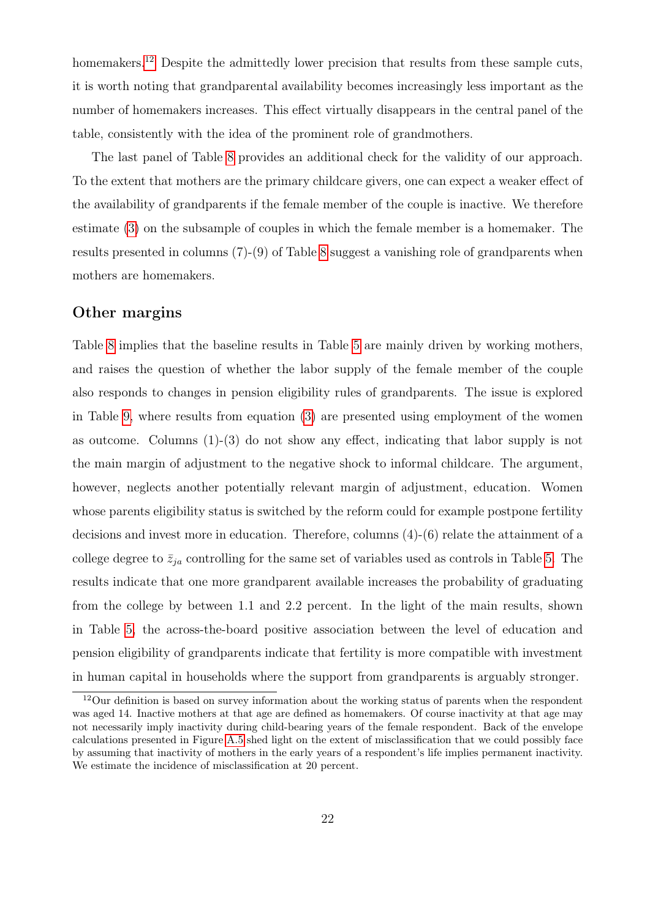homemakers.[12] Despite the admittedly lower precision that results from these sample cuts, it is worth noting that grandparental availability becomes increasingly less important as the number of homemakers increases. This effect virtually disappears in the central panel of the table, consistently with the idea of the prominent role of grandmothers.

The last panel of Table 8 provides an additional check for the validity of our approach. To the extent that mothers are the primary childcare givers, one can expect a weaker effect of the availability of grandparents if the female member of the couple is inactive. We therefore estimate (3) on the subsample of couples in which the female member is a homemaker. The results presented in columns (7)-(9) of Table 8 suggest a vanishing role of grandparents when mothers are homemakers.

## Other margins

Table 8 implies that the baseline results in Table 5 are mainly driven by working mothers, and raises the question of whether the labor supply of the female member of the couple also responds to changes in pension eligibility rules of grandparents. The issue is explored in Table 9, where results from equation (3) are presented using employment of the women as outcome. Columns (1)-(3) do not show any effect, indicating that labor supply is not the main margin of adjustment to the negative shock to informal childcare. The argument, however, neglects another potentially relevant margin of adjustment, education. Women whose parents eligibility status is switched by the reform could for example postpone fertility decisions and invest more in education. Therefore, columns (4)-(6) relate the attainment of a college degree to $\bar{z}_{ja}$ controlling for the same set of variables used as controls in Table 5. The results indicate that one more grandparent available increases the probability of graduating from the college by between 1.1 and 2.2 percent. In the light of the main results, shown in Table 5, the across-the-board positive association between the level of education and pension eligibility of grandparents indicate that fertility is more compatible with investment in human capital in households where the support from grandparents is arguably stronger.

[12] Our definition is based on survey information about the working status of parents when the respondent was aged 14. Inactive mothers at that age are defined as homemakers. Of course inactivity at that age may not necessarily imply inactivity during child-bearing years of the female respondent. Back of the envelope calculations presented in Figure A.5 shed light on the extent of misclassification that we could possibly face by assuming that inactivity of mothers in the early years of a respondent's life implies permanent inactivity. We estimate the incidence of misclassification at 20 percent.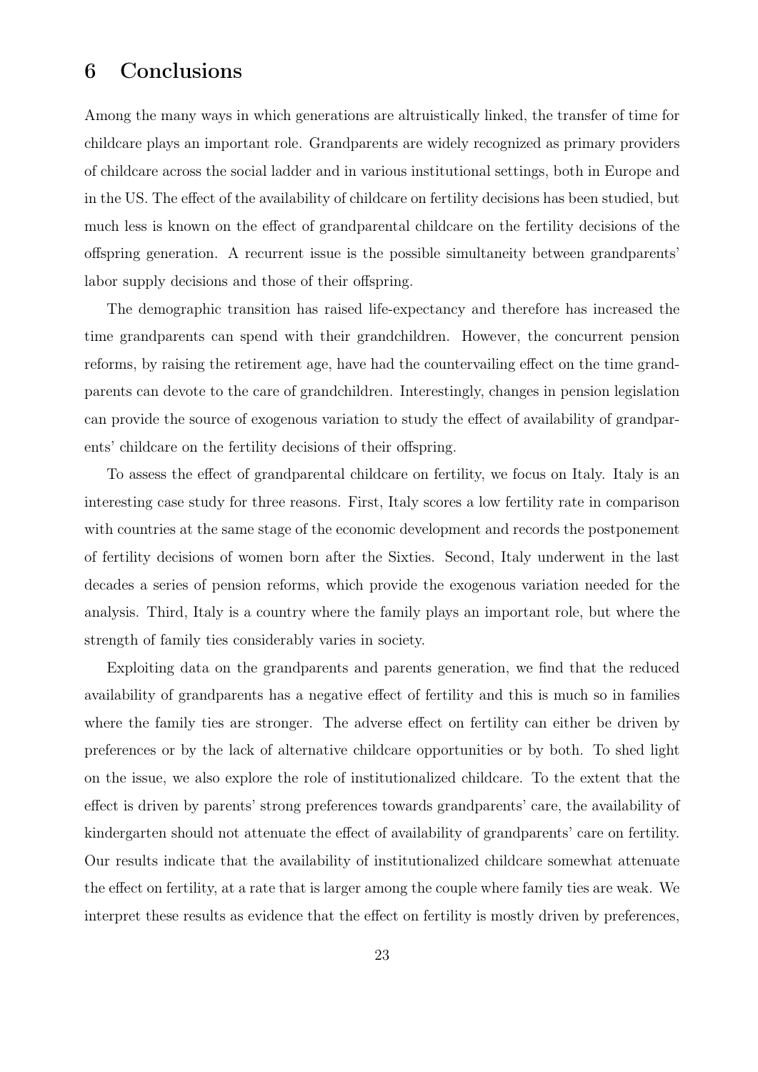# 6 Conclusions

Among the many ways in which generations are altruistically linked, the transfer of time for childcare plays an important role. Grandparents are widely recognized as primary providers of childcare across the social ladder and in various institutional settings, both in Europe and in the US. The effect of the availability of childcare on fertility decisions has been studied, but much less is known on the effect of grandparental childcare on the fertility decisions of the offspring generation. A recurrent issue is the possible simultaneity between grandparents' labor supply decisions and those of their offspring.

The demographic transition has raised life-expectancy and therefore has increased the time grandparents can spend with their grandchildren. However, the concurrent pension reforms, by raising the retirement age, have had the countervailing effect on the time grandparents can devote to the care of grandchildren. Interestingly, changes in pension legislation can provide the source of exogenous variation to study the effect of availability of grandparents' childcare on the fertility decisions of their offspring.

To assess the effect of grandparental childcare on fertility, we focus on Italy. Italy is an interesting case study for three reasons. First, Italy scores a low fertility rate in comparison with countries at the same stage of the economic development and records the postponement of fertility decisions of women born after the Sixties. Second, Italy underwent in the last decades a series of pension reforms, which provide the exogenous variation needed for the analysis. Third, Italy is a country where the family plays an important role, but where the strength of family ties considerably varies in society.

Exploiting data on the grandparents and parents generation, we find that the reduced availability of grandparents has a negative effect of fertility and this is much so in families where the family ties are stronger. The adverse effect on fertility can either be driven by preferences or by the lack of alternative childcare opportunities or by both. To shed light on the issue, we also explore the role of institutionalized childcare. To the extent that the effect is driven by parents' strong preferences towards grandparents' care, the availability of kindergarten should not attenuate the effect of availability of grandparents' care on fertility. Our results indicate that the availability of institutionalized childcare somewhat attenuate the effect on fertility, at a rate that is larger among the couple where family ties are weak. We interpret these results as evidence that the effect on fertility is mostly driven by preferences,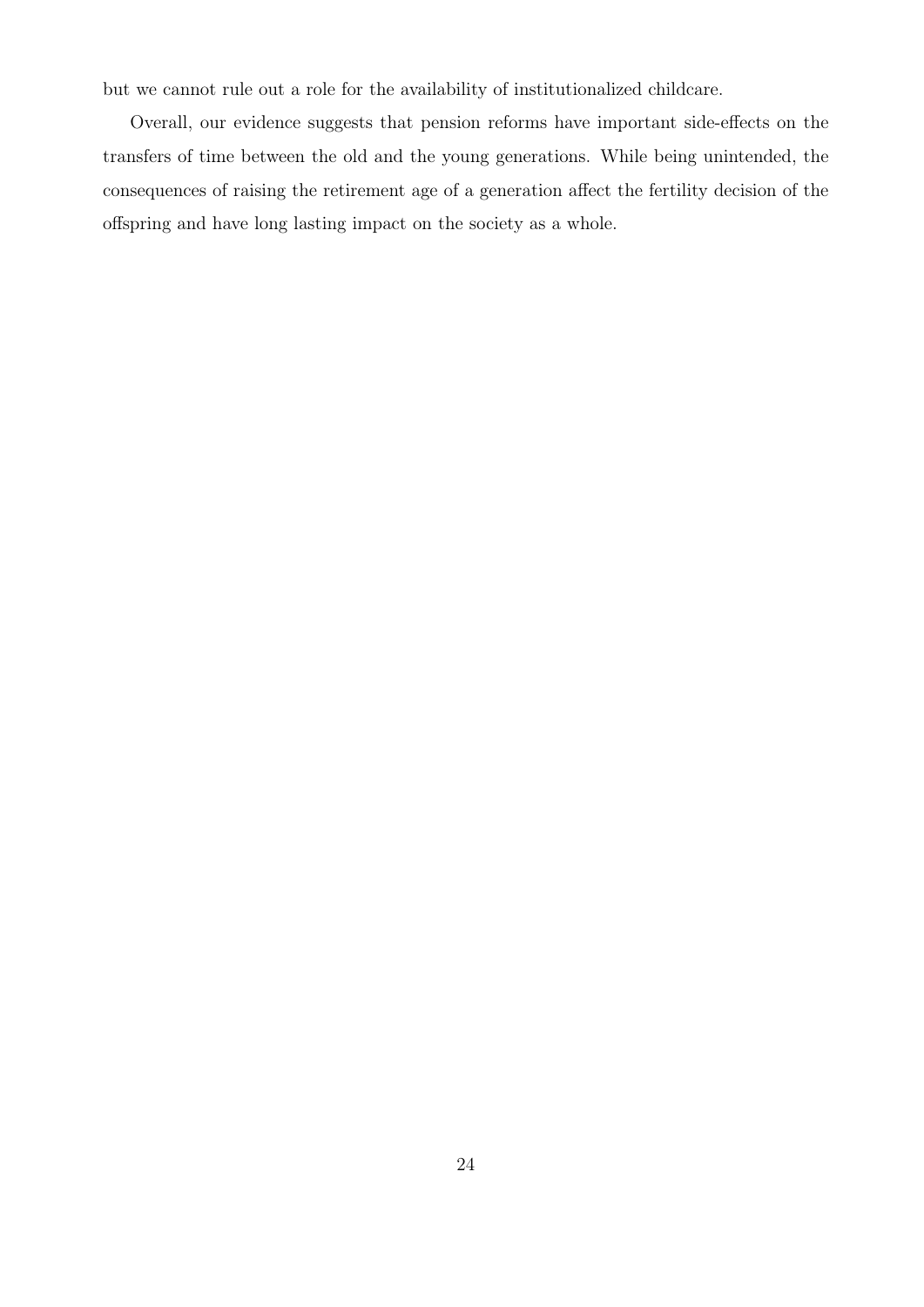but we cannot rule out a role for the availability of institutionalized childcare.

Overall, our evidence suggests that pension reforms have important side-effects on the transfers of time between the old and the young generations. While being unintended, the consequences of raising the retirement age of a generation affect the fertility decision of the offspring and have long lasting impact on the society as a whole.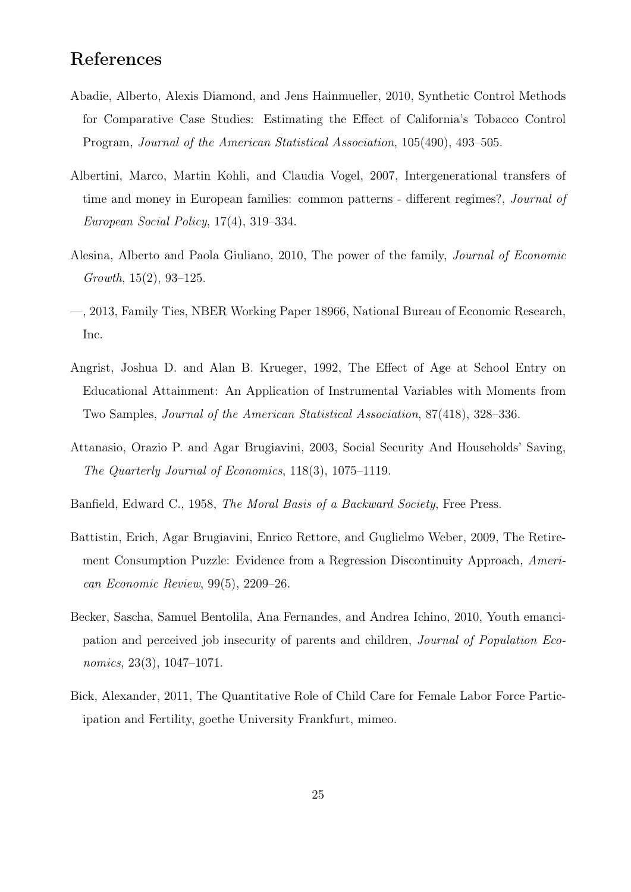## References

Abadie, Alberto, Alexis Diamond, and Jens Hainmueller, 2010, Synthetic Control Methods for Comparative Case Studies: Estimating the Effect of California's Tobacco Control Program, *Journal of the American Statistical Association*, 105(490), 493–505.

Albertini, Marco, Martin Kohli, and Claudia Vogel, 2007, Intergenerational transfers of time and money in European families: common patterns - different regimes?, *Journal of European Social Policy*, 17(4), 319–334.

Alesina, Alberto and Paola Giuliano, 2010, The power of the family, *Journal of Economic Growth*, 15(2), 93–125.

—, 2013, Family Ties, NBER Working Paper 18966, National Bureau of Economic Research, Inc.

Angrist, Joshua D. and Alan B. Krueger, 1992, The Effect of Age at School Entry on Educational Attainment: An Application of Instrumental Variables with Moments from Two Samples, *Journal of the American Statistical Association*, 87(418), 328–336.

Attanasio, Orazio P. and Agar Brugiavini, 2003, Social Security And Households' Saving, *The Quarterly Journal of Economics*, 118(3), 1075–1119.

Banfield, Edward C., 1958, *The Moral Basis of a Backward Society*, Free Press.

Battistin, Erich, Agar Brugiavini, Enrico Rettore, and Guglielmo Weber, 2009, The Retirement Consumption Puzzle: Evidence from a Regression Discontinuity Approach, *American Economic Review*, 99(5), 2209–26.

Becker, Sascha, Samuel Bentolila, Ana Fernandes, and Andrea Ichino, 2010, Youth emancipation and perceived job insecurity of parents and children, *Journal of Population Economics*, 23(3), 1047–1071.

Bick, Alexander, 2011, The Quantitative Role of Child Care for Female Labor Force Participation and Fertility, goethe University Frankfurt, mimeo.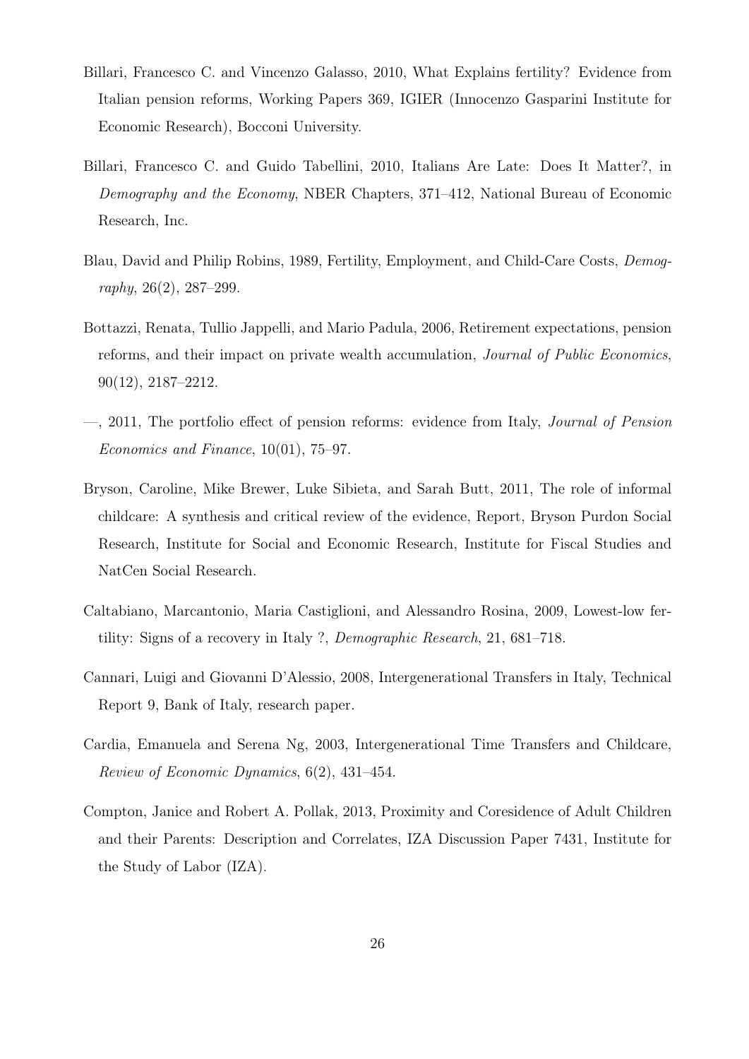Billari, Francesco C. and Vincenzo Galasso, 2010, What Explains fertility? Evidence from Italian pension reforms, Working Papers 369, IGIER (Innocenzo Gasparini Institute for Economic Research), Bocconi University.

Billari, Francesco C. and Guido Tabellini, 2010, Italians Are Late: Does It Matter?, in *Demography and the Economy*, NBER Chapters, 371–412, National Bureau of Economic Research, Inc.

Blau, David and Philip Robins, 1989, Fertility, Employment, and Child-Care Costs, *Demography*, 26(2), 287–299.

Bottazzi, Renata, Tullio Jappelli, and Mario Padula, 2006, Retirement expectations, pension reforms, and their impact on private wealth accumulation, *Journal of Public Economics*, 90(12), 2187–2212.

—, 2011, The portfolio effect of pension reforms: evidence from Italy, *Journal of Pension Economics and Finance*, 10(01), 75–97.

Bryson, Caroline, Mike Brewer, Luke Sibieta, and Sarah Butt, 2011, The role of informal childcare: A synthesis and critical review of the evidence, Report, Bryson Purdon Social Research, Institute for Social and Economic Research, Institute for Fiscal Studies and NatCen Social Research.

Caltabiano, Marcantonio, Maria Castiglioni, and Alessandro Rosina, 2009, Lowest-low fertility: Signs of a recovery in Italy ?, *Demographic Research*, 21, 681–718.

Cannari, Luigi and Giovanni D'Alessio, 2008, Intergenerational Transfers in Italy, Technical Report 9, Bank of Italy, research paper.

Cardia, Emanuela and Serena Ng, 2003, Intergenerational Time Transfers and Childcare, *Review of Economic Dynamics*, 6(2), 431–454.

Compton, Janice and Robert A. Pollak, 2013, Proximity and Coresidence of Adult Children and their Parents: Description and Correlates, IZA Discussion Paper 7431, Institute for the Study of Labor (IZA).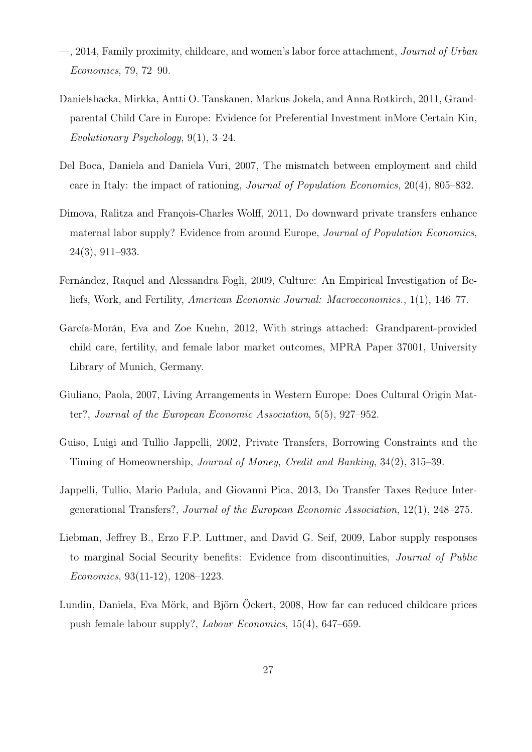—, 2014, Family proximity, childcare, and women's labor force attachment, *Journal of Urban Economics*, 79, 72–90.

Danielsbacka, Mirkka, Antti O. Tanskanen, Markus Jokela, and Anna Rotkirch, 2011, Grandparental Child Care in Europe: Evidence for Preferential Investment inMore Certain Kin, *Evolutionary Psychology*, 9(1), 3–24.

Del Boca, Daniela and Daniela Vuri, 2007, The mismatch between employment and child care in Italy: the impact of rationing, *Journal of Population Economics*, 20(4), 805–832.

Dimova, Ralitza and François-Charles Wolff, 2011, Do downward private transfers enhance maternal labor supply? Evidence from around Europe, *Journal of Population Economics*, 24(3), 911–933.

Fernández, Raquel and Alessandra Fogli, 2009, Culture: An Empirical Investigation of Beliefs, Work, and Fertility, *American Economic Journal: Macroeconomics.*, 1(1), 146–77.

García-Morán, Eva and Zoe Kuehn, 2012, With strings attached: Grandparent-provided child care, fertility, and female labor market outcomes, MPRA Paper 37001, University Library of Munich, Germany.

Giuliano, Paola, 2007, Living Arrangements in Western Europe: Does Cultural Origin Matter?, *Journal of the European Economic Association*, 5(5), 927–952.

Guiso, Luigi and Tullio Jappelli, 2002, Private Transfers, Borrowing Constraints and the Timing of Homeownership, *Journal of Money, Credit and Banking*, 34(2), 315–39.

Jappelli, Tullio, Mario Padula, and Giovanni Pica, 2013, Do Transfer Taxes Reduce Intergenerational Transfers?, *Journal of the European Economic Association*, 12(1), 248–275.

Liebman, Jeffrey B., Erzo F.P. Luttmer, and David G. Seif, 2009, Labor supply responses to marginal Social Security benefits: Evidence from discontinuities, *Journal of Public Economics*, 93(11-12), 1208–1223.

Lundin, Daniela, Eva Mörk, and Björn Öckert, 2008, How far can reduced childcare prices push female labour supply?, *Labour Economics*, 15(4), 647–659.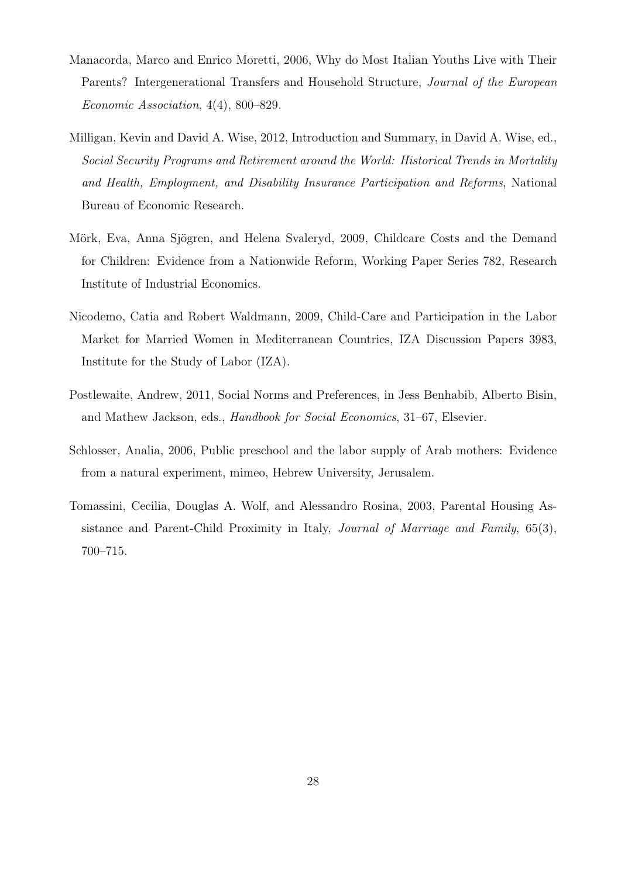Manacorda, Marco and Enrico Moretti, 2006, Why do Most Italian Youths Live with Their Parents? Intergenerational Transfers and Household Structure, *Journal of the European Economic Association*, 4(4), 800–829.

Milligan, Kevin and David A. Wise, 2012, Introduction and Summary, in David A. Wise, ed., *Social Security Programs and Retirement around the World: Historical Trends in Mortality and Health, Employment, and Disability Insurance Participation and Reforms*, National Bureau of Economic Research.

Mörk, Eva, Anna Sjögren, and Helena Svaleryd, 2009, Childcare Costs and the Demand for Children: Evidence from a Nationwide Reform, Working Paper Series 782, Research Institute of Industrial Economics.

Nicodemo, Catia and Robert Waldmann, 2009, Child-Care and Participation in the Labor Market for Married Women in Mediterranean Countries, IZA Discussion Papers 3983, Institute for the Study of Labor (IZA).

Postlewaite, Andrew, 2011, Social Norms and Preferences, in Jess Benhabib, Alberto Bisin, and Mathew Jackson, eds., *Handbook for Social Economics*, 31–67, Elsevier.

Schlosser, Analia, 2006, Public preschool and the labor supply of Arab mothers: Evidence from a natural experiment, mimeo, Hebrew University, Jerusalem.

Tomassini, Cecilia, Douglas A. Wolf, and Alessandro Rosina, 2003, Parental Housing Assistance and Parent-Child Proximity in Italy, *Journal of Marriage and Family*, 65(3), 700–715.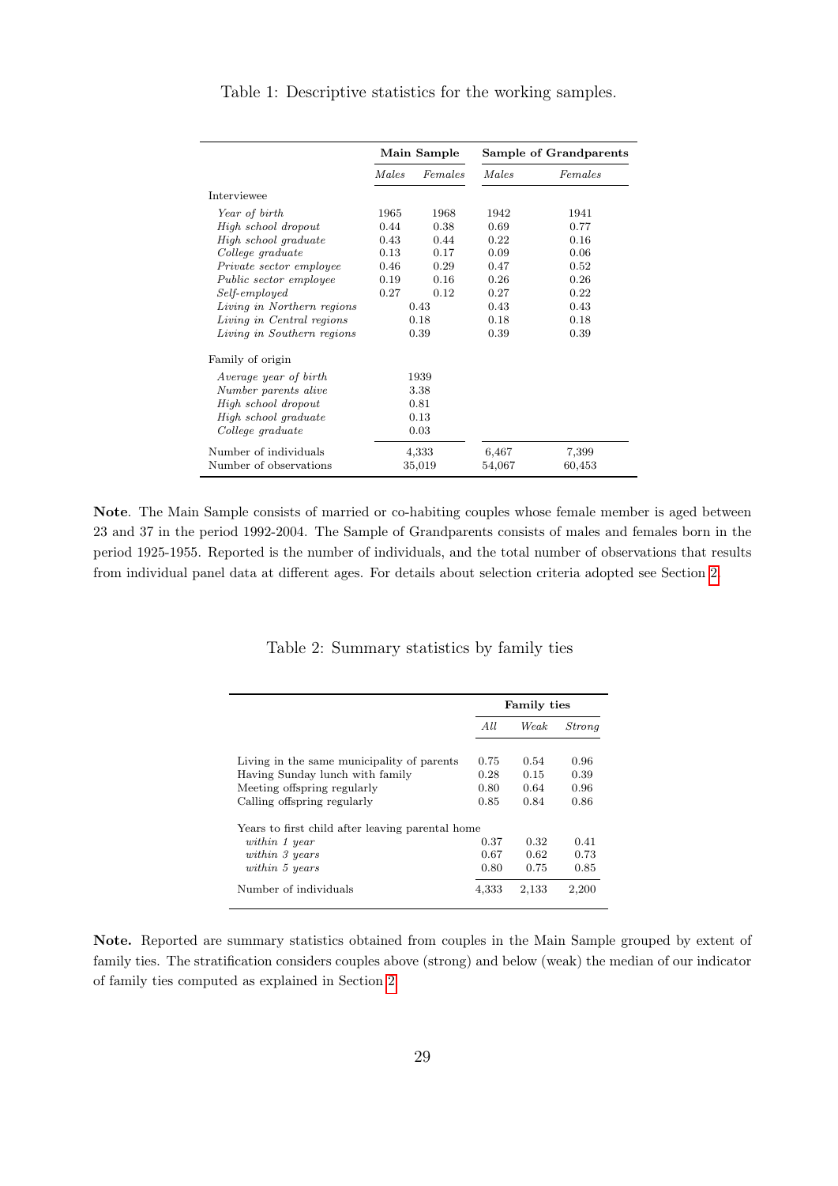Table 1: Descriptive statistics for the working samples.

| | **Main Sample** | | **Sample of Grandparents** | |
|---|---|---|---|---|
| | *Males* | *Females* | *Males* | *Females* |
| Interviewee | | | | |
| *Year of birth* | 1965 | 1968 | 1942 | 1941 |
| *High school dropout* | 0.44 | 0.38 | 0.69 | 0.77 |
| *High school graduate* | 0.43 | 0.44 | 0.22 | 0.16 |
| *College graduate* | 0.13 | 0.17 | 0.09 | 0.06 |
| *Private sector employee* | 0.46 | 0.29 | 0.47 | 0.52 |
| *Public sector employee* | 0.19 | 0.16 | 0.26 | 0.26 |
| *Self-employed* | 0.27 | 0.12 | 0.27 | 0.22 |
| *Living in Northern regions* | 0.43 | | 0.43 | 0.43 |
| *Living in Central regions* | 0.18 | | 0.18 | 0.18 |
| *Living in Southern regions* | 0.39 | | 0.39 | 0.39 |
| Family of origin | | | | |
| *Average year of birth* | 1939 | | | |
| *Number parents alive* | 3.38 | | | |
| *High school dropout* | 0.81 | | | |
| *High school graduate* | 0.13 | | | |
| *College graduate* | 0.03 | | | |
| Number of individuals | 4,333 | | 6,467 | 7,399 |
| Number of observations | 35,019 | | 54,067 | 60,453 |

**Note**. The Main Sample consists of married or co-habiting couples whose female member is aged between 23 and 37 in the period 1992-2004. The Sample of Grandparents consists of males and females born in the period 1925-1955. Reported is the number of individuals, and the total number of observations that results from individual panel data at different ages. For details about selection criteria adopted see Section 2.

Table 2: Summary statistics by family ties

| | **Family ties** | | |
|---|---|---|---|
| | *All* | *Weak* | *Strong* |
| Living in the same municipality of parents | 0.75 | 0.54 | 0.96 |
| Having Sunday lunch with family | 0.28 | 0.15 | 0.39 |
| Meeting offspring regularly | 0.80 | 0.64 | 0.96 |
| Calling offspring regularly | 0.85 | 0.84 | 0.86 |
| Years to first child after leaving parental home | | | |
| *within 1 year* | 0.37 | 0.32 | 0.41 |
| *within 3 years* | 0.67 | 0.62 | 0.73 |
| *within 5 years* | 0.80 | 0.75 | 0.85 |
| Number of individuals | 4,333 | 2,133 | 2,200 |

**Note.** Reported are summary statistics obtained from couples in the Main Sample grouped by extent of family ties. The stratification considers couples above (strong) and below (weak) the median of our indicator of family ties computed as explained in Section 2.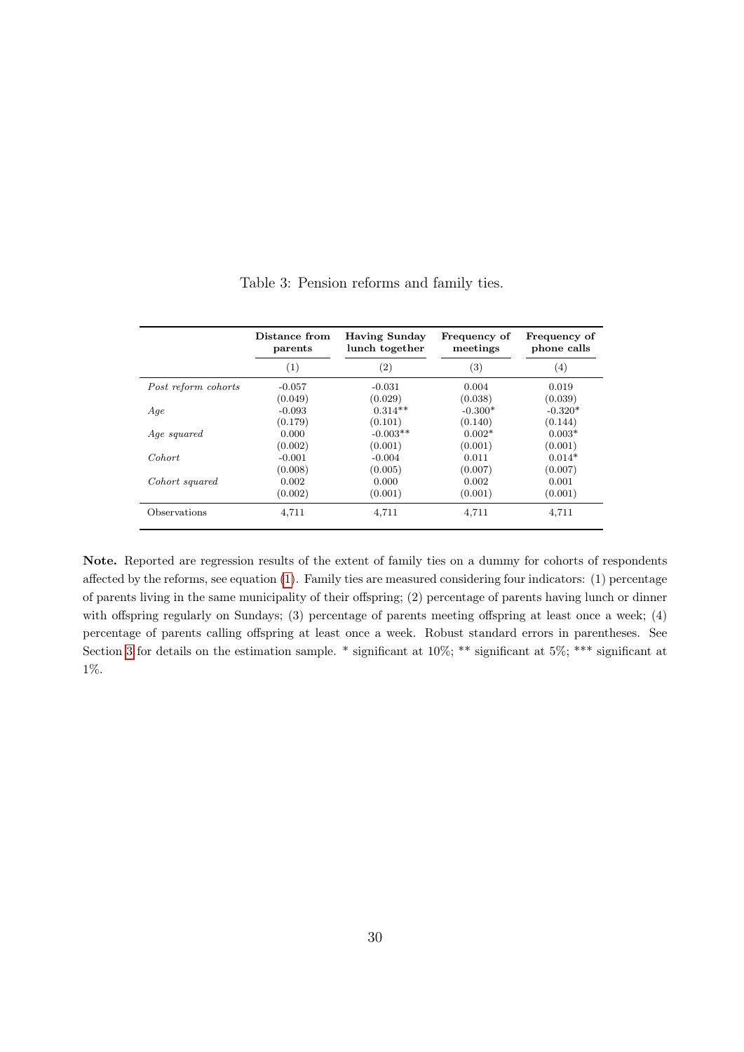Table 3: Pension reforms and family ties.

| | Distance from parents | Having Sunday lunch together | Frequency of meetings | Frequency of phone calls |
|---|---|---|---|---|
| | (1) | (2) | (3) | (4) |
| *Post reform cohorts* | -0.057 | -0.031 | 0.004 | 0.019 |
| | (0.049) | (0.029) | (0.038) | (0.039) |
| *Age* | -0.093 | 0.314** | -0.300* | -0.320* |
| | (0.179) | (0.101) | (0.140) | (0.144) |
| *Age squared* | 0.000 | -0.003** | 0.002* | 0.003* |
| | (0.002) | (0.001) | (0.001) | (0.001) |
| *Cohort* | -0.001 | -0.004 | 0.011 | 0.014* |
| | (0.008) | (0.005) | (0.007) | (0.007) |
| *Cohort squared* | 0.002 | 0.000 | 0.002 | 0.001 |
| | (0.002) | (0.001) | (0.001) | (0.001) |
| Observations | 4,711 | 4,711 | 4,711 | 4,711 |

**Note.** Reported are regression results of the extent of family ties on a dummy for cohorts of respondents affected by the reforms, see equation (1). Family ties are measured considering four indicators: (1) percentage of parents living in the same municipality of their offspring; (2) percentage of parents having lunch or dinner with offspring regularly on Sundays; (3) percentage of parents meeting offspring at least once a week; (4) percentage of parents calling offspring at least once a week. Robust standard errors in parentheses. See Section 3 for details on the estimation sample. * significant at 10%; ** significant at 5%; *** significant at 1%.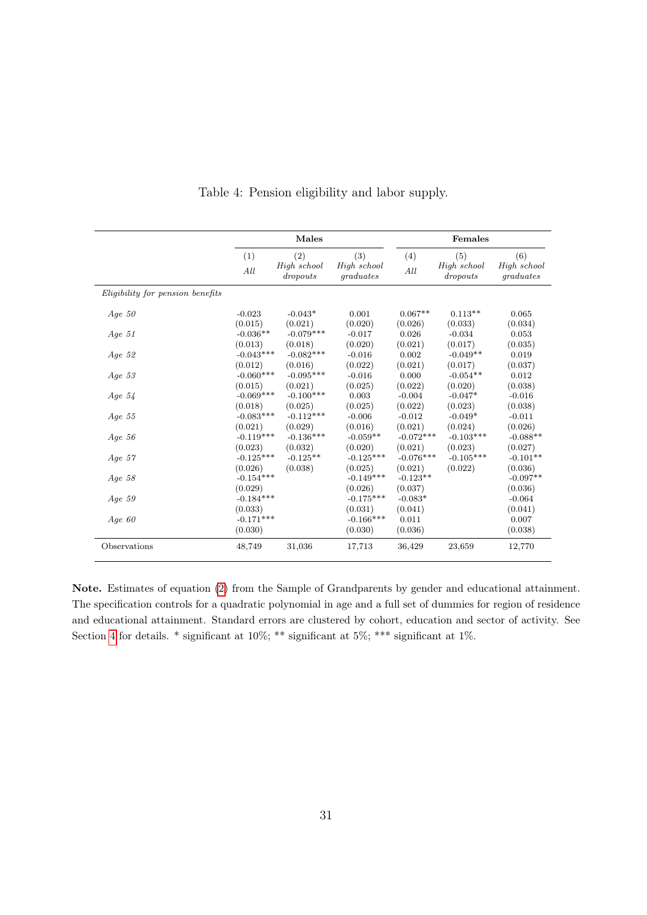Table 4: Pension eligibility and labor supply.

| | Males | | | Females | | |
|---|---|---|---|---|---|---|
| | (1) | (2) | (3) | (4) | (5) | (6) |
| | *All* | *High school dropouts* | *High school graduates* | *All* | *High school dropouts* | *High school graduates* |
| *Eligibility for pension benefits* | | | | | | |
| *Age 50* | -0.023 | -0.043* | 0.001 | 0.067** | 0.113** | 0.065 |
| | (0.015) | (0.021) | (0.020) | (0.026) | (0.033) | (0.034) |
| *Age 51* | -0.036** | -0.079*** | -0.017 | 0.026 | -0.034 | 0.053 |
| | (0.013) | (0.018) | (0.020) | (0.021) | (0.017) | (0.035) |
| *Age 52* | -0.043*** | -0.082*** | -0.016 | 0.002 | -0.049** | 0.019 |
| | (0.012) | (0.016) | (0.022) | (0.021) | (0.017) | (0.037) |
| *Age 53* | -0.060*** | -0.095*** | -0.016 | 0.000 | -0.054** | 0.012 |
| | (0.015) | (0.021) | (0.025) | (0.022) | (0.020) | (0.038) |
| *Age 54* | -0.069*** | -0.100*** | 0.003 | -0.004 | -0.047* | -0.016 |
| | (0.018) | (0.025) | (0.025) | (0.022) | (0.023) | (0.038) |
| *Age 55* | -0.083*** | -0.112*** | -0.006 | -0.012 | -0.049* | -0.011 |
| | (0.021) | (0.029) | (0.016) | (0.021) | (0.024) | (0.026) |
| *Age 56* | -0.119*** | -0.136*** | -0.059** | -0.072*** | -0.103*** | -0.088** |
| | (0.023) | (0.032) | (0.020) | (0.021) | (0.023) | (0.027) |
| *Age 57* | -0.125*** | -0.125** | -0.125*** | -0.076*** | -0.105*** | -0.101** |
| | (0.026) | (0.038) | (0.025) | (0.021) | (0.022) | (0.036) |
| *Age 58* | -0.154*** | | -0.149*** | -0.123** | | -0.097** |
| | (0.029) | | (0.026) | (0.037) | | (0.036) |
| *Age 59* | -0.184*** | | -0.175*** | -0.083* | | -0.064 |
| | (0.033) | | (0.031) | (0.041) | | (0.041) |
| *Age 60* | -0.171*** | | -0.166*** | 0.011 | | 0.007 |
| | (0.030) | | (0.030) | (0.036) | | (0.038) |
| Observations | 48,749 | 31,036 | 17,713 | 36,429 | 23,659 | 12,770 |

**Note.** Estimates of equation (2) from the Sample of Grandparents by gender and educational attainment. The specification controls for a quadratic polynomial in age and a full set of dummies for region of residence and educational attainment. Standard errors are clustered by cohort, education and sector of activity. See Section 4 for details. * significant at 10%; ** significant at 5%; *** significant at 1%.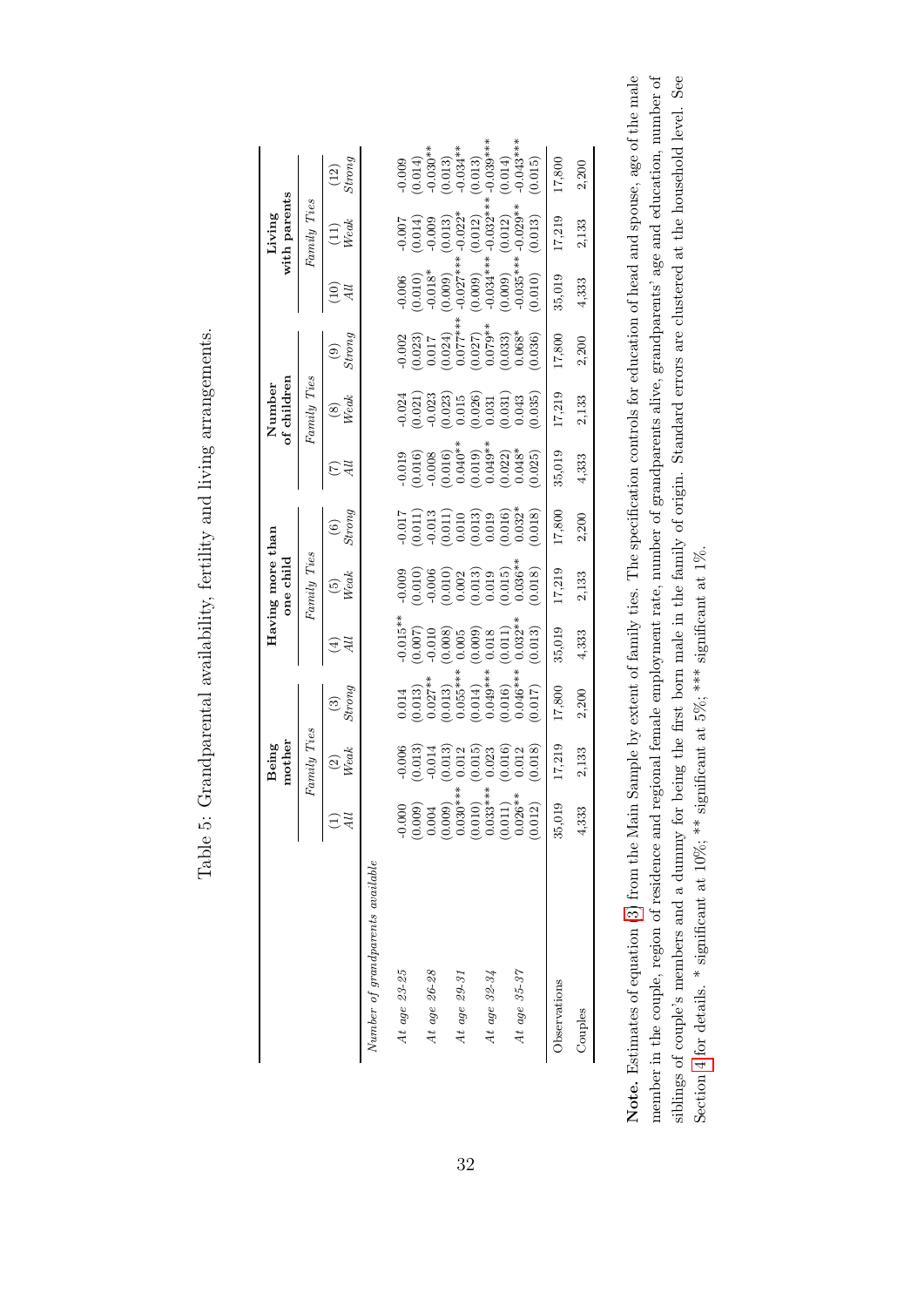Table 5: Grandparental availability, fertility and living arrangements.

| | Being mother | | | Having more than one child | | | Number of children | | | Living with parents | | |
|---|---|---|---|---|---|---|---|---|---|---|---|---|
| | | *Family Ties* | | | *Family Ties* | | | *Family Ties* | | | *Family Ties* | |
| | (1) *All* | (2) *Weak* | (3) *Strong* | (4) *All* | (5) *Weak* | (6) *Strong* | (7) *All* | (8) *Weak* | (9) *Strong* | (10) *All* | (11) *Weak* | (12) *Strong* |
| *Number of grandparents available* | | | | | | | | | | | | |
| *At age 23-25* | -0.000 | -0.006 | 0.014 | -0.015** | -0.009 | -0.017 | -0.019 | -0.024 | -0.002 | -0.006 | -0.007 | -0.009 |
| | (0.009) | (0.013) | (0.013) | (0.007) | (0.010) | (0.011) | (0.016) | (0.021) | (0.023) | (0.010) | (0.014) | (0.014) |
| *At age 26-28* | 0.004 | -0.014 | 0.027** | -0.010 | -0.006 | -0.013 | -0.008 | -0.023 | 0.017 | -0.018* | -0.009 | -0.030** |
| | (0.009) | (0.013) | (0.013) | (0.008) | (0.010) | (0.011) | (0.016) | (0.023) | (0.024) | (0.009) | (0.013) | (0.013) |
| *At age 29-31* | 0.030*** | 0.012 | 0.055*** | 0.005 | 0.002 | 0.010 | 0.040** | 0.015 | 0.077*** | -0.027*** | -0.022* | -0.034** |
| | (0.010) | (0.015) | (0.014) | (0.009) | (0.013) | (0.013) | (0.019) | (0.026) | (0.027) | (0.009) | (0.012) | (0.013) |
| *At age 32-34* | 0.033*** | 0.023 | 0.049*** | 0.018 | 0.019 | 0.019 | 0.049** | 0.031 | 0.079** | -0.034*** | -0.032*** | -0.039*** |
| | (0.011) | (0.016) | (0.016) | (0.011) | (0.015) | (0.016) | (0.022) | (0.031) | (0.033) | (0.009) | (0.012) | (0.014) |
| *At age 35-37* | 0.026** | 0.012 | 0.046*** | 0.032** | 0.036** | 0.032* | 0.048* | 0.043 | 0.068* | -0.035*** | -0.029** | -0.043*** |
| | (0.012) | (0.018) | (0.017) | (0.013) | (0.018) | (0.018) | (0.025) | (0.035) | (0.036) | (0.010) | (0.013) | (0.015) |
| Observations | 35,019 | 17,219 | 17,800 | 35,019 | 17,219 | 17,800 | 35,019 | 17,219 | 17,800 | 35,019 | 17,219 | 17,800 |
| Couples | 4,333 | 2,133 | 2,200 | 4,333 | 2,133 | 2,200 | 4,333 | 2,133 | 2,200 | 4,333 | 2,133 | 2,200 |

**Note.** Estimates of equation [3] from the Main Sample by extent of family ties. The specification controls for education of head and spouse, age of the male member in the couple, region of residence and regional female employment rate, number of grandparents alive, grandparents' age and education, number of siblings of couple's members and a dummy for being the first born male in the family of origin. Standard errors are clustered at the household level. See Section 4 for details. * significant at 10%; ** significant at 5%; *** significant at 1%.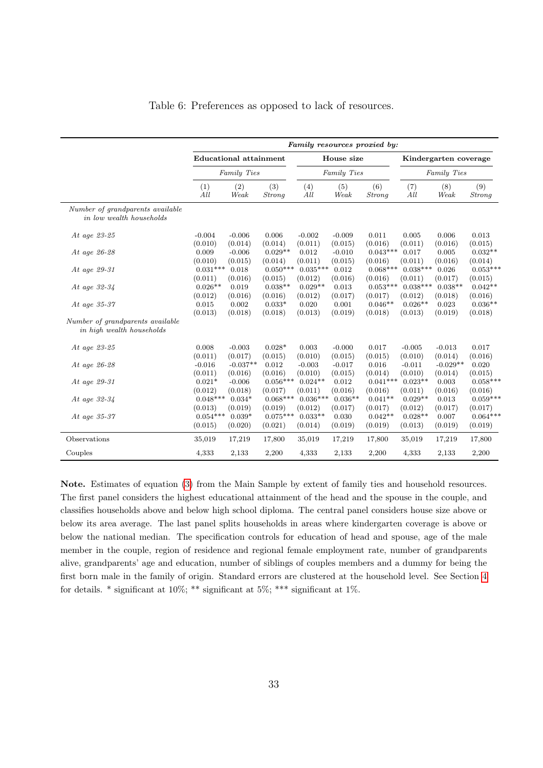Table 6: Preferences as opposed to lack of resources.

| | *Family resources proxied by:* | | | | | | | | |
|---|---|---|---|---|---|---|---|---|---|
| | **Educational attainment** | | | **House size** | | | **Kindergarten coverage** | | |
| | | *Family Ties* | | | *Family Ties* | | | *Family Ties* | |
| | (1) *All* | (2) *Weak* | (3) *Strong* | (4) *All* | (5) *Weak* | (6) *Strong* | (7) *All* | (8) *Weak* | (9) *Strong* |
| *Number of grandparents available in low wealth households* | | | | | | | | | |
| *At age 23-25* | -0.004 | -0.006 | 0.006 | -0.002 | -0.009 | 0.011 | 0.005 | 0.006 | 0.013 |
| | (0.010) | (0.014) | (0.014) | (0.011) | (0.015) | (0.016) | (0.011) | (0.016) | (0.015) |
| *At age 26-28* | 0.009 | -0.006 | 0.029** | 0.012 | -0.010 | 0.043*** | 0.017 | 0.005 | 0.032** |
| | (0.010) | (0.015) | (0.014) | (0.011) | (0.015) | (0.016) | (0.011) | (0.016) | (0.014) |
| *At age 29-31* | 0.031*** | 0.018 | 0.050*** | 0.035*** | 0.012 | 0.068*** | 0.038*** | 0.026 | 0.053*** |
| | (0.011) | (0.016) | (0.015) | (0.012) | (0.016) | (0.016) | (0.011) | (0.017) | (0.015) |
| *At age 32-34* | 0.026** | 0.019 | 0.038** | 0.029** | 0.013 | 0.053*** | 0.038*** | 0.038** | 0.042** |
| | (0.012) | (0.016) | (0.016) | (0.012) | (0.017) | (0.017) | (0.012) | (0.018) | (0.016) |
| *At age 35-37* | 0.015 | 0.002 | 0.033* | 0.020 | 0.001 | 0.046** | 0.026** | 0.023 | 0.036** |
| | (0.013) | (0.018) | (0.018) | (0.013) | (0.019) | (0.018) | (0.013) | (0.019) | (0.018) |
| *Number of grandparents available in high wealth households* | | | | | | | | | |
| *At age 23-25* | 0.008 | -0.003 | 0.028* | 0.003 | -0.000 | 0.017 | -0.005 | -0.013 | 0.017 |
| | (0.011) | (0.017) | (0.015) | (0.010) | (0.015) | (0.015) | (0.010) | (0.014) | (0.016) |
| *At age 26-28* | -0.016 | -0.037** | 0.012 | -0.003 | -0.017 | 0.016 | -0.011 | -0.029** | 0.020 |
| | (0.011) | (0.016) | (0.016) | (0.010) | (0.015) | (0.014) | (0.010) | (0.014) | (0.015) |
| *At age 29-31* | 0.021* | -0.006 | 0.056*** | 0.024** | 0.012 | 0.041*** | 0.023** | 0.003 | 0.058*** |
| | (0.012) | (0.018) | (0.017) | (0.011) | (0.016) | (0.016) | (0.011) | (0.016) | (0.016) |
| *At age 32-34* | 0.048*** | 0.034* | 0.068*** | 0.036*** | 0.036** | 0.041** | 0.029** | 0.013 | 0.059*** |
| | (0.013) | (0.019) | (0.019) | (0.012) | (0.017) | (0.017) | (0.012) | (0.017) | (0.017) |
| *At age 35-37* | 0.054*** | 0.039* | 0.075*** | 0.033** | 0.030 | 0.042** | 0.028** | 0.007 | 0.064*** |
| | (0.015) | (0.020) | (0.021) | (0.014) | (0.019) | (0.019) | (0.013) | (0.019) | (0.019) |
| Observations | 35,019 | 17,219 | 17,800 | 35,019 | 17,219 | 17,800 | 35,019 | 17,219 | 17,800 |
| Couples | 4,333 | 2,133 | 2,200 | 4,333 | 2,133 | 2,200 | 4,333 | 2,133 | 2,200 |

**Note.** Estimates of equation (3) from the Main Sample by extent of family ties and household resources. The first panel considers the highest educational attainment of the head and the spouse in the couple, and classifies households above and below high school diploma. The central panel considers house size above or below its area average. The last panel splits households in areas where kindergarten coverage is above or below the national median. The specification controls for education of head and spouse, age of the male member in the couple, region of residence and regional female employment rate, number of grandparents alive, grandparents' age and education, number of siblings of couples members and a dummy for being the first born male in the family of origin. Standard errors are clustered at the household level. See Section 4 for details. * significant at 10%; ** significant at 5%; *** significant at 1%.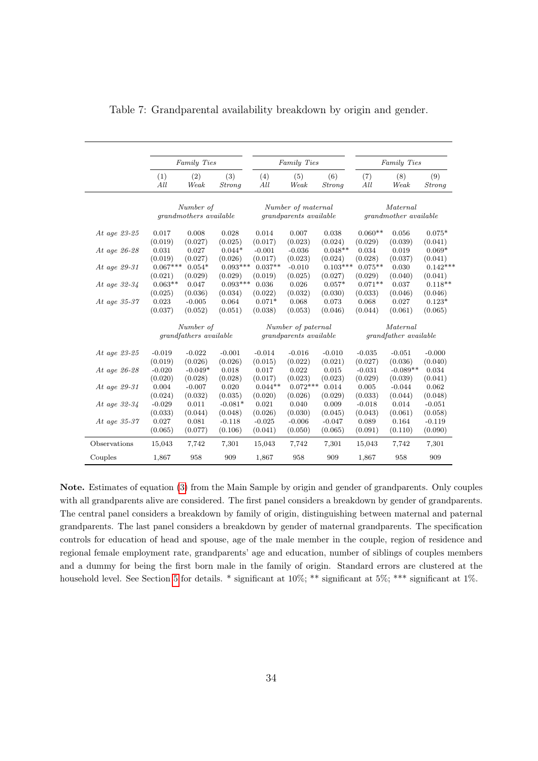Table 7: Grandparental availability breakdown by origin and gender.

| | *Family Ties* | | | *Family Ties* | | | *Family Ties* | | |
|---|---|---|---|---|---|---|---|---|---|
| | (1) *All* | (2) *Weak* | (3) *Strong* | (4) *All* | (5) *Weak* | (6) *Strong* | (7) *All* | (8) *Weak* | (9) *Strong* |
| | *Number of grandmothers available* | | | *Number of maternal grandparents available* | | | *Maternal grandmother available* | | |
| *At age 23-25* | 0.017 | 0.008 | 0.028 | 0.014 | 0.007 | 0.038 | 0.060** | 0.056 | 0.075* |
| | (0.019) | (0.027) | (0.025) | (0.017) | (0.023) | (0.024) | (0.029) | (0.039) | (0.041) |
| *At age 26-28* | 0.031 | 0.027 | 0.044* | -0.001 | -0.036 | 0.048** | 0.034 | 0.019 | 0.069* |
| | (0.019) | (0.027) | (0.026) | (0.017) | (0.023) | (0.024) | (0.028) | (0.037) | (0.041) |
| *At age 29-31* | 0.067*** | 0.054* | 0.093*** | 0.037** | -0.010 | 0.103*** | 0.075** | 0.030 | 0.142*** |
| | (0.021) | (0.029) | (0.029) | (0.019) | (0.025) | (0.027) | (0.029) | (0.040) | (0.041) |
| *At age 32-34* | 0.063** | 0.047 | 0.093*** | 0.036 | 0.026 | 0.057* | 0.071** | 0.037 | 0.118** |
| | (0.025) | (0.036) | (0.034) | (0.022) | (0.032) | (0.030) | (0.033) | (0.046) | (0.046) |
| *At age 35-37* | 0.023 | -0.005 | 0.064 | 0.071* | 0.068 | 0.073 | 0.068 | 0.027 | 0.123* |
| | (0.037) | (0.052) | (0.051) | (0.038) | (0.053) | (0.046) | (0.044) | (0.061) | (0.065) |
| | *Number of grandfathers available* | | | *Number of paternal grandparents available* | | | *Maternal grandfather available* | | |
| *At age 23-25* | -0.019 | -0.022 | -0.001 | -0.014 | -0.016 | -0.010 | -0.035 | -0.051 | -0.000 |
| | (0.019) | (0.026) | (0.026) | (0.015) | (0.022) | (0.021) | (0.027) | (0.036) | (0.040) |
| *At age 26-28* | -0.020 | -0.049* | 0.018 | 0.017 | 0.022 | 0.015 | -0.031 | -0.089** | 0.034 |
| | (0.020) | (0.028) | (0.028) | (0.017) | (0.023) | (0.023) | (0.029) | (0.039) | (0.041) |
| *At age 29-31* | 0.004 | -0.007 | 0.020 | 0.044** | 0.072*** | 0.014 | 0.005 | -0.044 | 0.062 |
| | (0.024) | (0.032) | (0.035) | (0.020) | (0.026) | (0.029) | (0.033) | (0.044) | (0.048) |
| *At age 32-34* | -0.029 | 0.011 | -0.081* | 0.021 | 0.040 | 0.009 | -0.018 | 0.014 | -0.051 |
| | (0.033) | (0.044) | (0.048) | (0.026) | (0.030) | (0.045) | (0.043) | (0.061) | (0.058) |
| *At age 35-37* | 0.027 | 0.081 | -0.118 | -0.025 | -0.006 | -0.047 | 0.089 | 0.164 | -0.119 |
| | (0.065) | (0.077) | (0.106) | (0.041) | (0.050) | (0.065) | (0.091) | (0.110) | (0.090) |
| Observations | 15,043 | 7,742 | 7,301 | 15,043 | 7,742 | 7,301 | 15,043 | 7,742 | 7,301 |
| Couples | 1,867 | 958 | 909 | 1,867 | 958 | 909 | 1,867 | 958 | 909 |

**Note.** Estimates of equation (3) from the Main Sample by origin and gender of grandparents. Only couples with all grandparents alive are considered. The first panel considers a breakdown by gender of grandparents. The central panel considers a breakdown by family of origin, distinguishing between maternal and paternal grandparents. The last panel considers a breakdown by gender of maternal grandparents. The specification controls for education of head and spouse, age of the male member in the couple, region of residence and regional female employment rate, grandparents' age and education, number of siblings of couples members and a dummy for being the first born male in the family of origin. Standard errors are clustered at the household level. See Section 5 for details. * significant at 10%; ** significant at 5%; *** significant at 1%.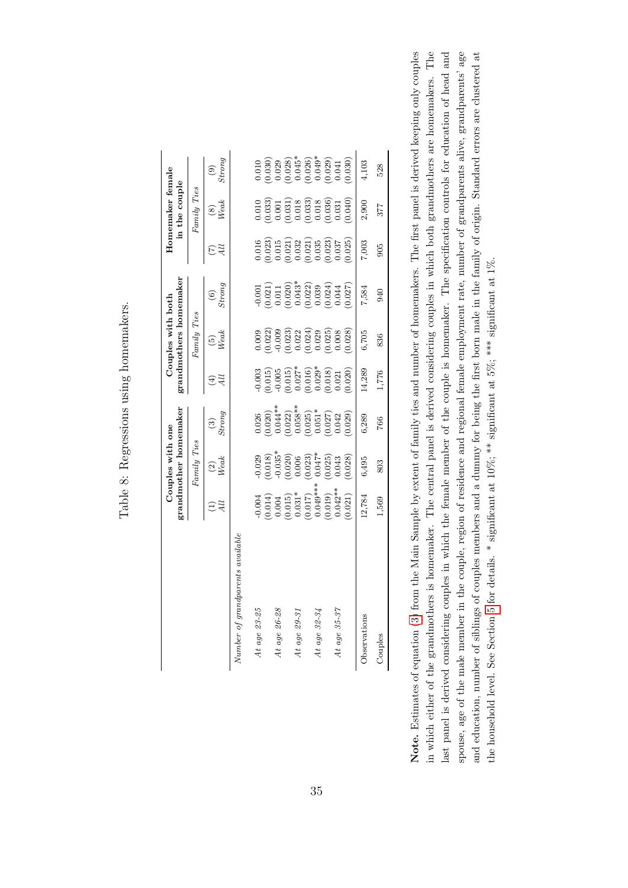Table 8: Regressions using homemakers.

| | Couples with one grandmother homemaker | | | Couples with both grandmothers homemaker | | | Homemaker female in the couple | | |
|---|---|---|---|---|---|---|---|---|---|
| | | *Family Ties* | | | *Family Ties* | | | *Family Ties* | |
| | (1) *All* | (2) *Weak* | (3) *Strong* | (4) *All* | (5) *Weak* | (6) *Strong* | (7) *All* | (8) *Weak* | (9) *Strong* |
| *Number of grandparents available* | | | | | | | | | |
| *At age 23-25* | -0.004 | -0.029 | 0.026 | -0.003 | 0.009 | -0.001 | 0.016 | 0.010 | 0.010 |
| | (0.014) | (0.018) | (0.020) | (0.015) | (0.022) | (0.021) | (0.023) | (0.033) | (0.030) |
| *At age 26-28* | 0.004 | -0.035* | 0.044** | -0.005 | -0.009 | 0.011 | 0.015 | 0.001 | 0.029 |
| | (0.015) | (0.020) | (0.022) | (0.015) | (0.023) | (0.020) | (0.021) | (0.031) | (0.028) |
| *At age 29-31* | 0.031* | 0.006 | 0.058** | 0.027* | 0.022 | 0.043* | 0.032 | 0.018 | 0.045* |
| | (0.017) | (0.023) | (0.025) | (0.016) | (0.024) | (0.022) | (0.021) | (0.033) | (0.026) |
| *At age 32-34* | 0.049*** | 0.047* | 0.051* | 0.029* | 0.029 | 0.039 | 0.035 | 0.018 | 0.049* |
| | (0.019) | (0.025) | (0.027) | (0.018) | (0.025) | (0.024) | (0.023) | (0.036) | (0.029) |
| *At age 35-37* | 0.042** | 0.043 | 0.042 | 0.021 | 0.008 | 0.044 | 0.037 | 0.031 | 0.041 |
| | (0.021) | (0.028) | (0.029) | (0.020) | (0.028) | (0.027) | (0.025) | (0.040) | (0.030) |
| Observations | 12,784 | 6,495 | 6,289 | 14,289 | 6,705 | 7,584 | 7,003 | 2,900 | 4,103 |
| Couples | 1,569 | 803 | 766 | 1,776 | 836 | 940 | 905 | 377 | 528 |

**Note.** Estimates of equation (3) from the Main Sample by extent of family ties and number of homemakers. The first panel is derived keeping only couples in which either of the grandmothers is homemaker. The central panel is derived considering couples in which both grandmothers are homemakers. The last panel is derived considering couples in which the female member of the couple is homemaker. The specification controls for education of head and spouse, age of the male member in the couple, region of residence and regional female employment rate, number of grandparents alive, grandparents' age and education, number of siblings of couples members and a dummy for being the first born male in the family of origin. Standard errors are clustered at the household level. See Section 5 for details. * significant at 10%; ** significant at 5%; *** significant at 1%.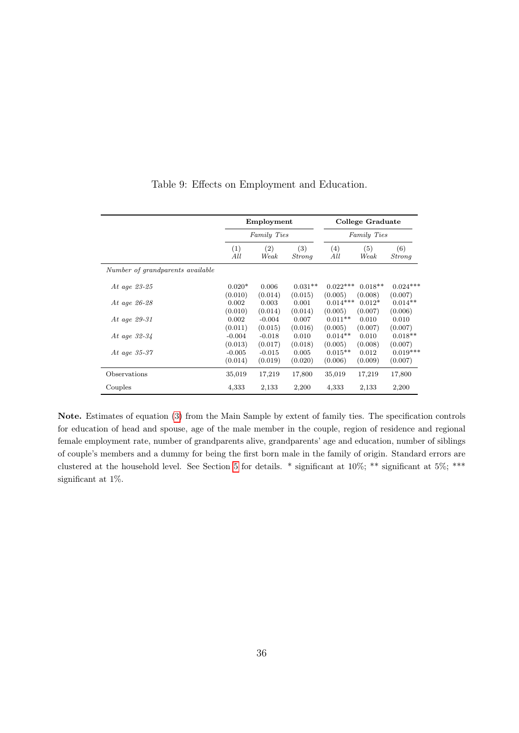Table 9: Effects on Employment and Education.

| | Employment | | | College Graduate | | |
|---|---|---|---|---|---|---|
| | *Family Ties* | | | *Family Ties* | | |
| | (1) *All* | (2) *Weak* | (3) *Strong* | (4) *All* | (5) *Weak* | (6) *Strong* |
| *Number of grandparents available* | | | | | | |
| *At age 23-25* | 0.020* | 0.006 | 0.031** | 0.022*** | 0.018** | 0.024*** |
| | (0.010) | (0.014) | (0.015) | (0.005) | (0.008) | (0.007) |
| *At age 26-28* | 0.002 | 0.003 | 0.001 | 0.014*** | 0.012* | 0.014** |
| | (0.010) | (0.014) | (0.014) | (0.005) | (0.007) | (0.006) |
| *At age 29-31* | 0.002 | -0.004 | 0.007 | 0.011** | 0.010 | 0.010 |
| | (0.011) | (0.015) | (0.016) | (0.005) | (0.007) | (0.007) |
| *At age 32-34* | -0.004 | -0.018 | 0.010 | 0.014** | 0.010 | 0.018** |
| | (0.013) | (0.017) | (0.018) | (0.005) | (0.008) | (0.007) |
| *At age 35-37* | -0.005 | -0.015 | 0.005 | 0.015** | 0.012 | 0.019*** |
| | (0.014) | (0.019) | (0.020) | (0.006) | (0.009) | (0.007) |
| Observations | 35,019 | 17,219 | 17,800 | 35,019 | 17,219 | 17,800 |
| Couples | 4,333 | 2,133 | 2,200 | 4,333 | 2,133 | 2,200 |

**Note.** Estimates of equation (3) from the Main Sample by extent of family ties. The specification controls for education of head and spouse, age of the male member in the couple, region of residence and regional female employment rate, number of grandparents alive, grandparents' age and education, number of siblings of couple's members and a dummy for being the first born male in the family of origin. Standard errors are clustered at the household level. See Section 5 for details. * significant at 10%; ** significant at 5%; *** significant at 1%.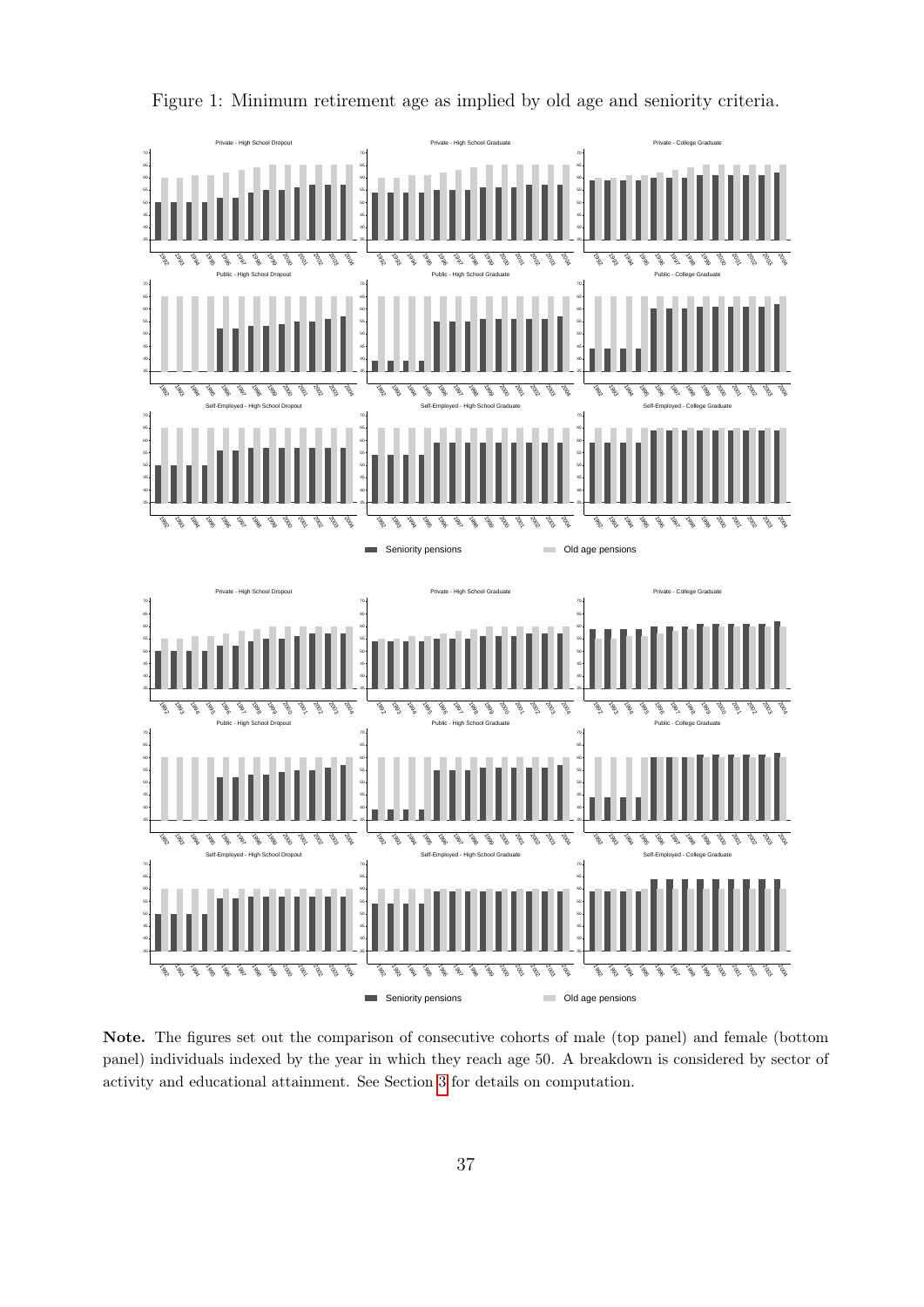Figure 1: Minimum retirement age as implied by old age and seniority criteria.

**Note.** The figures set out the comparison of consecutive cohorts of male (top panel) and female (bottom panel) individuals indexed by the year in which they reach age 50. A breakdown is considered by sector of activity and educational attainment. See Section 3 for details on computation.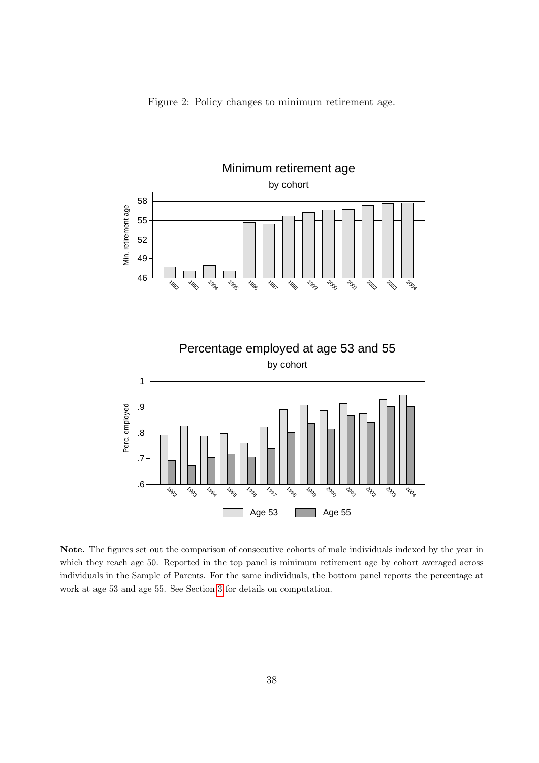Figure 2: Policy changes to minimum retirement age.

**Note.** The figures set out the comparison of consecutive cohorts of male individuals indexed by the year in which they reach age 50. Reported in the top panel is minimum retirement age by cohort averaged across individuals in the Sample of Parents. For the same individuals, the bottom panel reports the percentage at work at age 53 and age 55. See Section 3 for details on computation.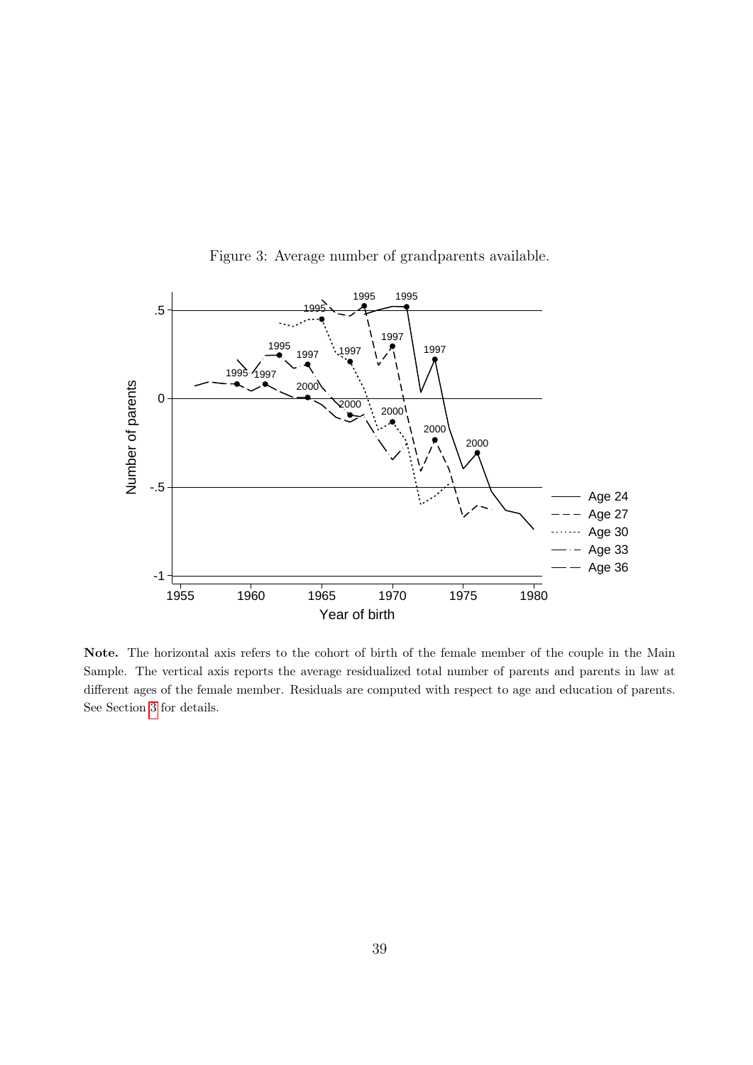Figure 3: Average number of grandparents available.

**Note.** The horizontal axis refers to the cohort of birth of the female member of the couple in the Main Sample. The vertical axis reports the average residualized total number of parents and parents in law at different ages of the female member. Residuals are computed with respect to age and education of parents. See Section 3 for details.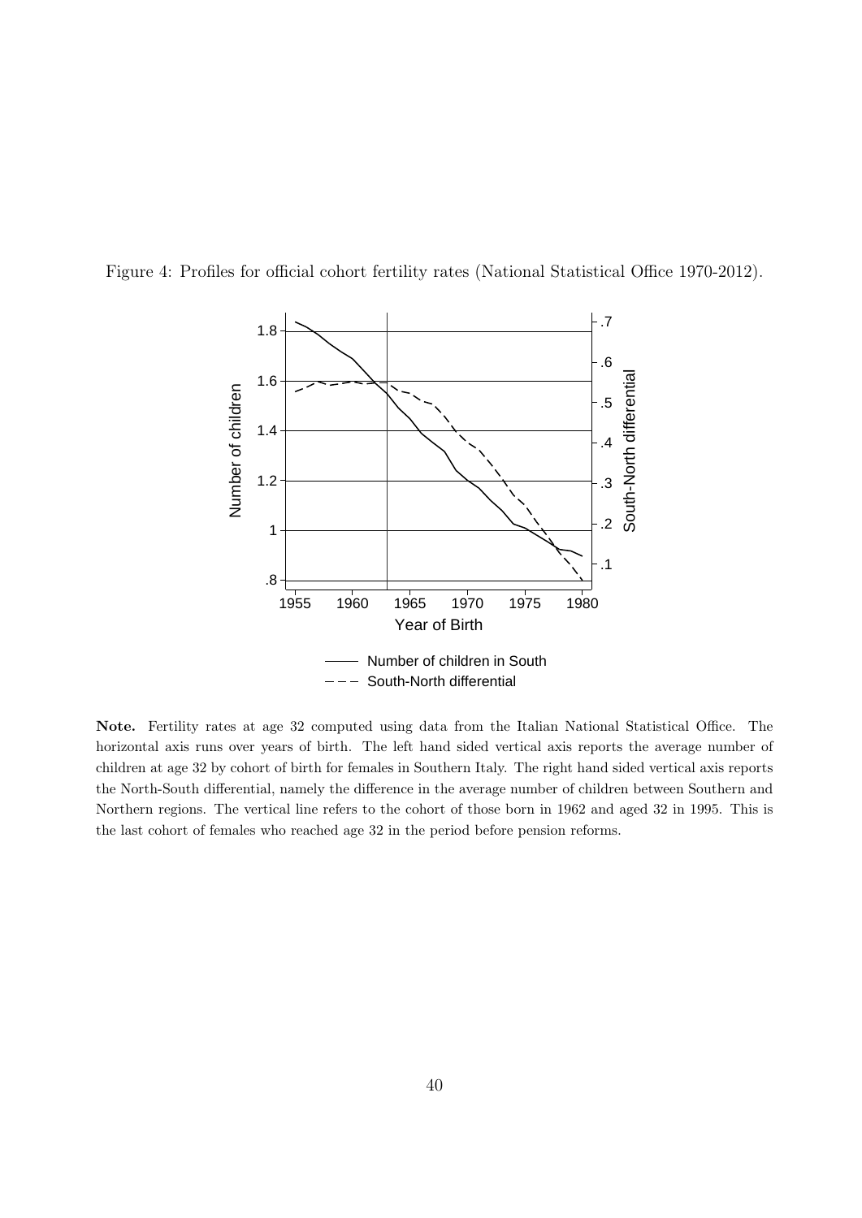Figure 4: Profiles for official cohort fertility rates (National Statistical Office 1970-2012).

**Note.** Fertility rates at age 32 computed using data from the Italian National Statistical Office. The horizontal axis runs over years of birth. The left hand sided vertical axis reports the average number of children at age 32 by cohort of birth for females in Southern Italy. The right hand sided vertical axis reports the North-South differential, namely the difference in the average number of children between Southern and Northern regions. The vertical line refers to the cohort of those born in 1962 and aged 32 in 1995. This is the last cohort of females who reached age 32 in the period before pension reforms.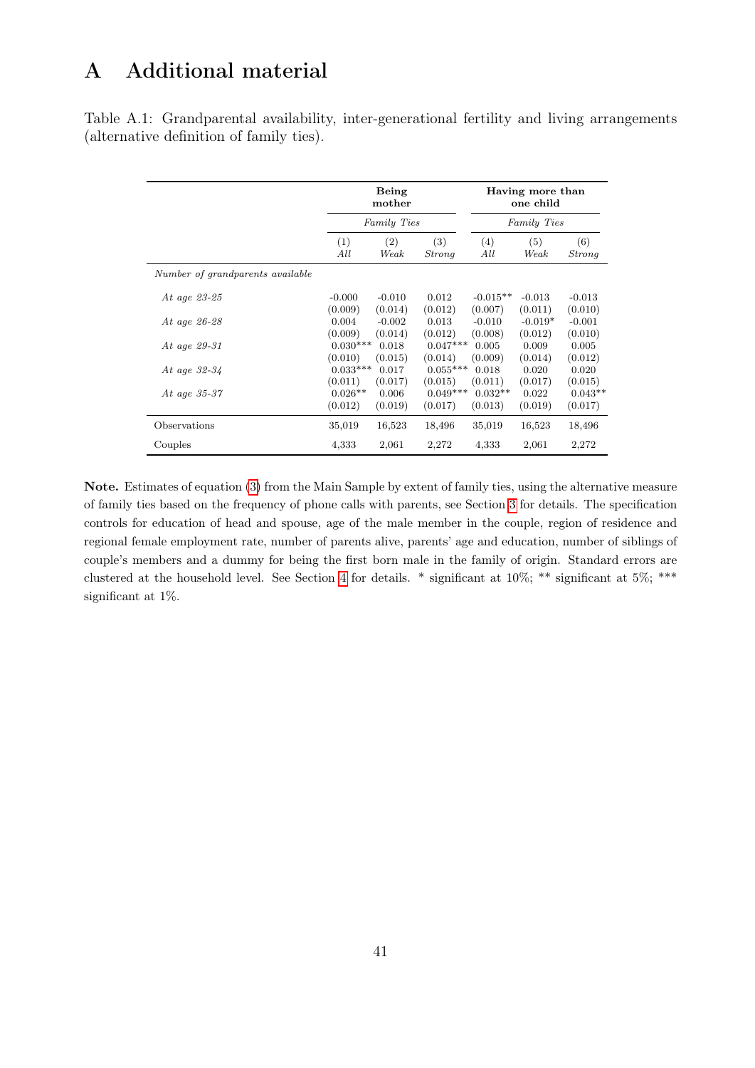# A Additional material

Table A.1: Grandparental availability, inter-generational fertility and living arrangements (alternative definition of family ties).

| | **Being mother** | | | **Having more than one child** | | |
|---|---|---|---|---|---|---|
| | *Family Ties* | | | *Family Ties* | | |
| | (1) *All* | (2) *Weak* | (3) *Strong* | (4) *All* | (5) *Weak* | (6) *Strong* |
| *Number of grandparents available* | | | | | | |
| *At age 23-25* | -0.000 | -0.010 | 0.012 | -0.015** | -0.013 | -0.013 |
| | (0.009) | (0.014) | (0.012) | (0.007) | (0.011) | (0.010) |
| *At age 26-28* | 0.004 | -0.002 | 0.013 | -0.010 | -0.019* | -0.001 |
| | (0.009) | (0.014) | (0.012) | (0.008) | (0.012) | (0.010) |
| *At age 29-31* | 0.030*** | 0.018 | 0.047*** | 0.005 | 0.009 | 0.005 |
| | (0.010) | (0.015) | (0.014) | (0.009) | (0.014) | (0.012) |
| *At age 32-34* | 0.033*** | 0.017 | 0.055*** | 0.018 | 0.020 | 0.020 |
| | (0.011) | (0.017) | (0.015) | (0.011) | (0.017) | (0.015) |
| *At age 35-37* | 0.026** | 0.006 | 0.049*** | 0.032** | 0.022 | 0.043** |
| | (0.012) | (0.019) | (0.017) | (0.013) | (0.019) | (0.017) |
| Observations | 35,019 | 16,523 | 18,496 | 35,019 | 16,523 | 18,496 |
| Couples | 4,333 | 2,061 | 2,272 | 4,333 | 2,061 | 2,272 |

**Note.** Estimates of equation (3) from the Main Sample by extent of family ties, using the alternative measure of family ties based on the frequency of phone calls with parents, see Section 3 for details. The specification controls for education of head and spouse, age of the male member in the couple, region of residence and regional female employment rate, number of parents alive, parents' age and education, number of siblings of couple's members and a dummy for being the first born male in the family of origin. Standard errors are clustered at the household level. See Section 4 for details. * significant at 10%; ** significant at 5%; *** significant at 1%.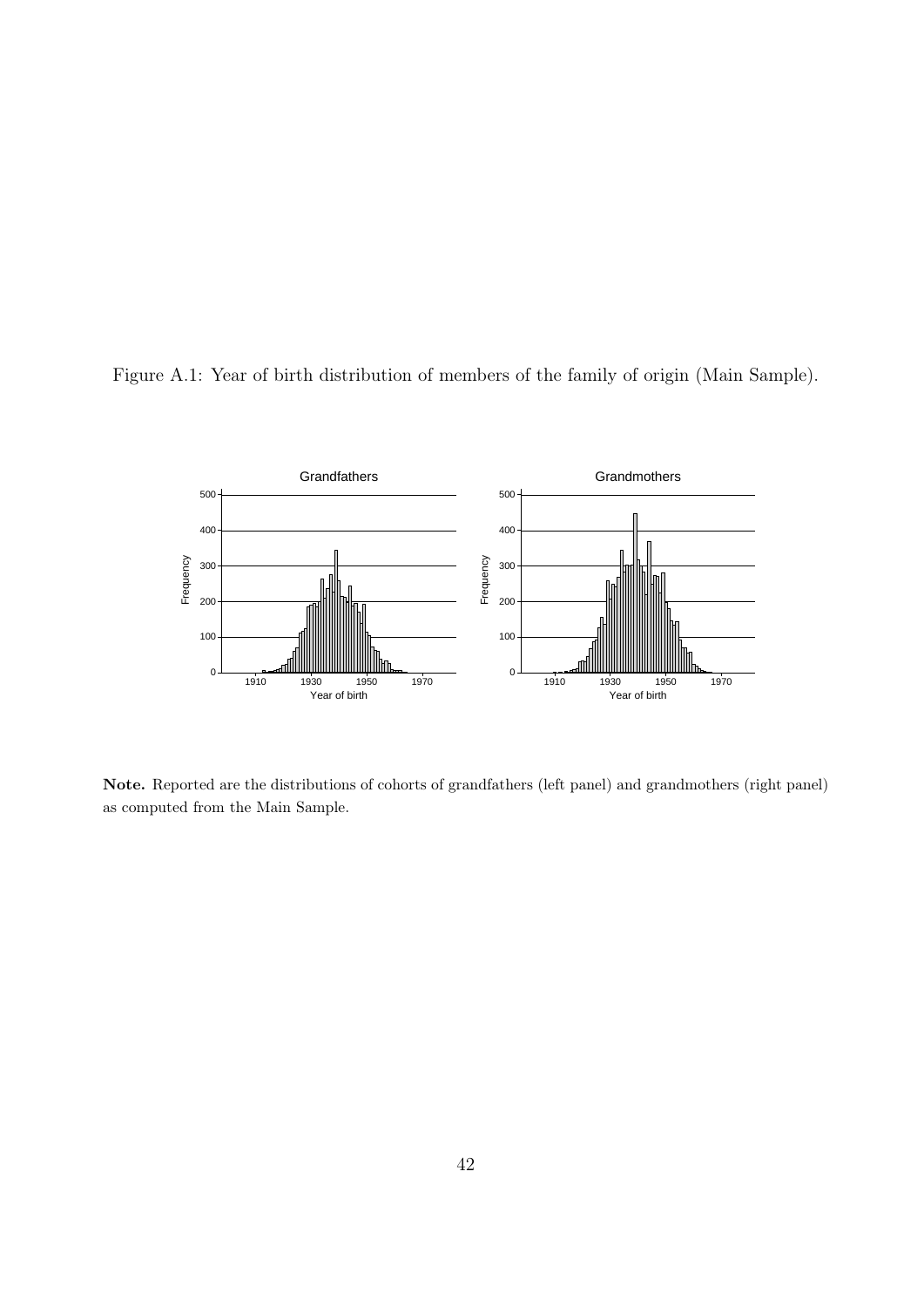Figure A.1: Year of birth distribution of members of the family of origin (Main Sample).

**Note.** Reported are the distributions of cohorts of grandfathers (left panel) and grandmothers (right panel) as computed from the Main Sample.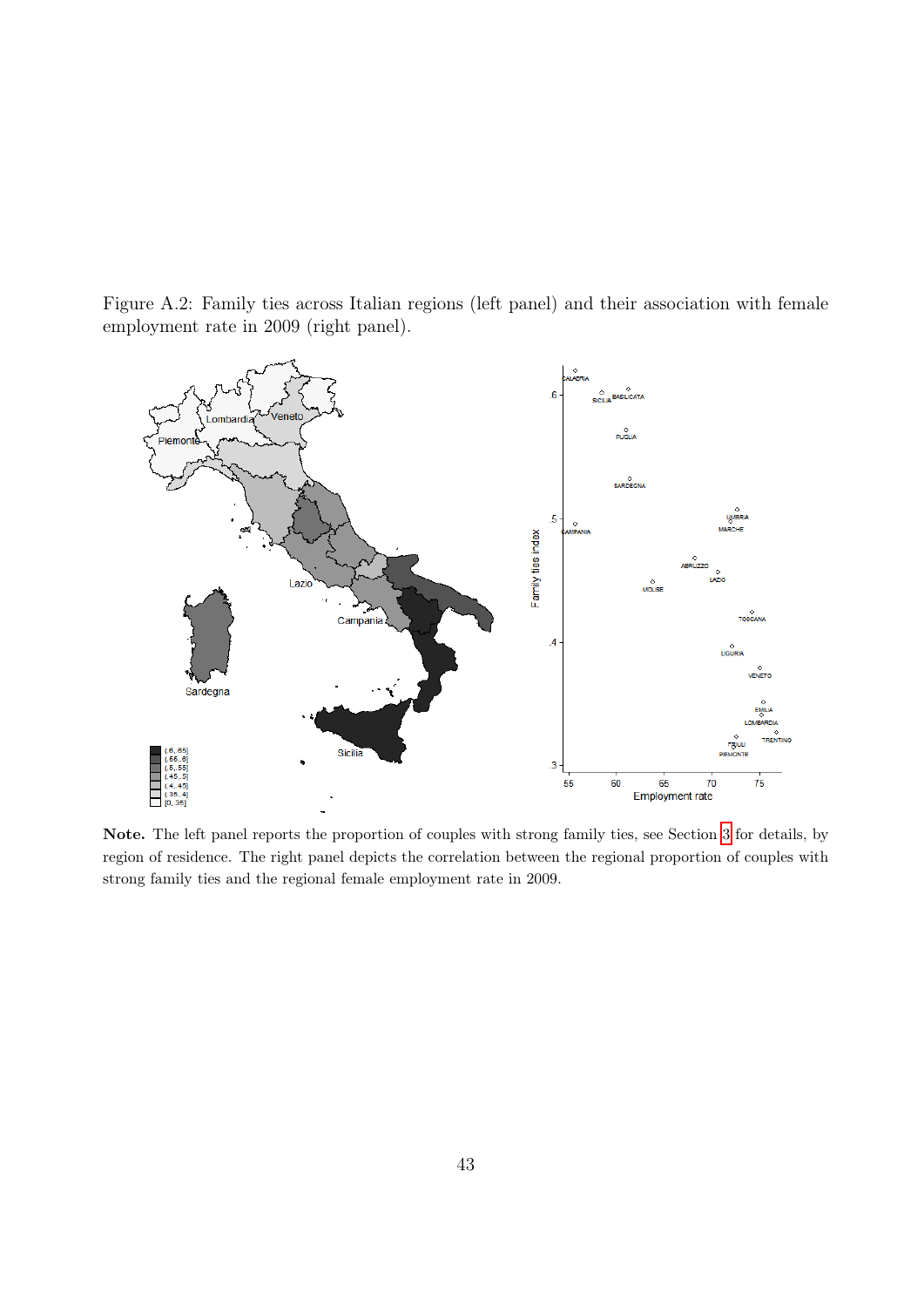Figure A.2: Family ties across Italian regions (left panel) and their association with female employment rate in 2009 (right panel).

**Note.** The left panel reports the proportion of couples with strong family ties, see Section 3 for details, by region of residence. The right panel depicts the correlation between the regional proportion of couples with strong family ties and the regional female employment rate in 2009.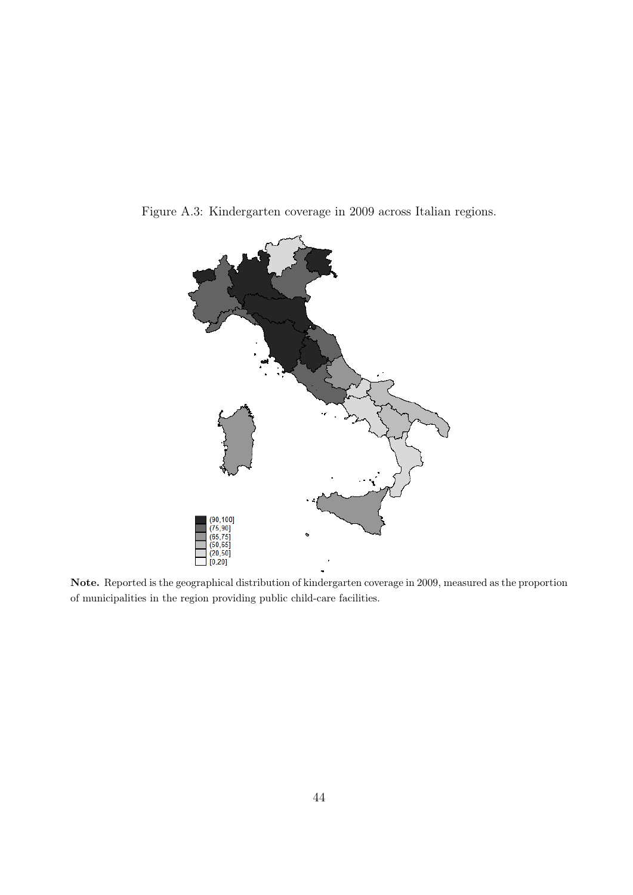Figure A.3: Kindergarten coverage in 2009 across Italian regions.

**Note.** Reported is the geographical distribution of kindergarten coverage in 2009, measured as the proportion of municipalities in the region providing public child-care facilities.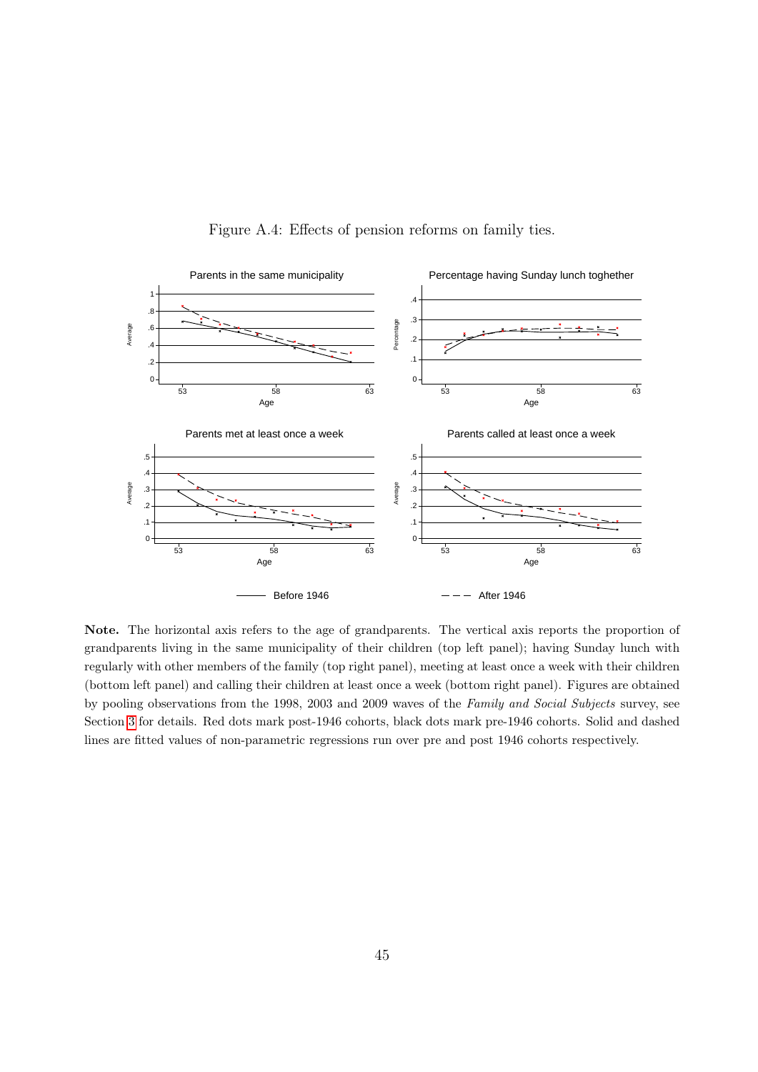Figure A.4: Effects of pension reforms on family ties.

**Note.** The horizontal axis refers to the age of grandparents. The vertical axis reports the proportion of grandparents living in the same municipality of their children (top left panel); having Sunday lunch with regularly with other members of the family (top right panel), meeting at least once a week with their children (bottom left panel) and calling their children at least once a week (bottom right panel). Figures are obtained by pooling observations from the 1998, 2003 and 2009 waves of the *Family and Social Subjects* survey, see Section 3 for details. Red dots mark post-1946 cohorts, black dots mark pre-1946 cohorts. Solid and dashed lines are fitted values of non-parametric regressions run over pre and post 1946 cohorts respectively.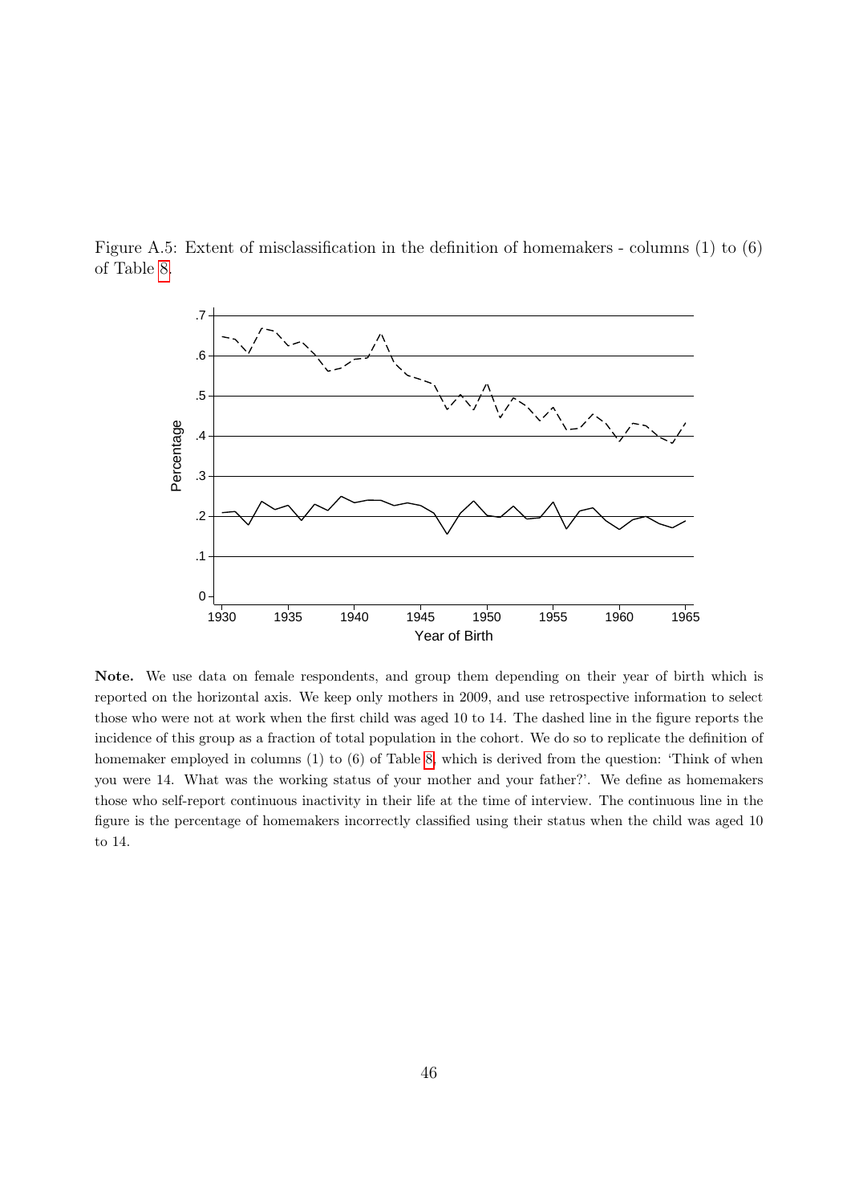Figure A.5: Extent of misclassification in the definition of homemakers - columns (1) to (6) of Table 8.

.7
.6
.5
.4
.3
.2
.1
0

Percentage

1930 1935 1940 1945 1950 1955 1960 1965

Year of Birth

**Note.** We use data on female respondents, and group them depending on their year of birth which is reported on the horizontal axis. We keep only mothers in 2009, and use retrospective information to select those who were not at work when the first child was aged 10 to 14. The dashed line in the figure reports the incidence of this group as a fraction of total population in the cohort. We do so to replicate the definition of homemaker employed in columns (1) to (6) of Table 8, which is derived from the question: 'Think of when you were 14. What was the working status of your mother and your father?'. We define as homemakers those who self-report continuous inactivity in their life at the time of interview. The continuous line in the figure is the percentage of homemakers incorrectly classified using their status when the child was aged 10 to 14.